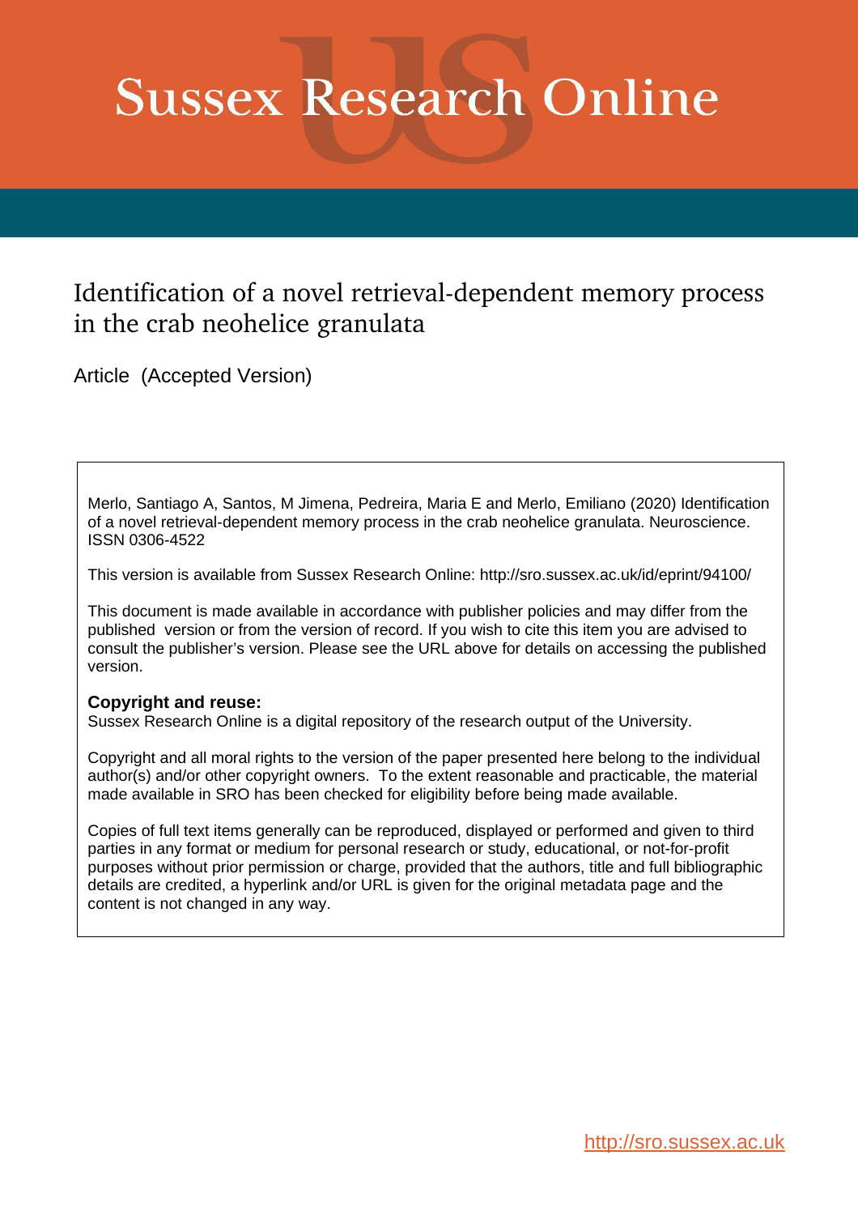# Sussex Research Online

## Identification of a novel retrieval-dependent memory process in the crab neohelice granulata

Article (Accepted Version)

Merlo, Santiago A, Santos, M Jimena, Pedreira, Maria E and Merlo, Emiliano (2020) Identification of a novel retrieval-dependent memory process in the crab neohelice granulata. Neuroscience. ISSN 0306-4522

This version is available from Sussex Research Online: http://sro.sussex.ac.uk/id/eprint/94100/

This document is made available in accordance with publisher policies and may differ from the published version or from the version of record. If you wish to cite this item you are advised to consult the publisher's version. Please see the URL above for details on accessing the published version.

**Copyright and reuse:**
Sussex Research Online is a digital repository of the research output of the University.

Copyright and all moral rights to the version of the paper presented here belong to the individual author(s) and/or other copyright owners. To the extent reasonable and practicable, the material made available in SRO has been checked for eligibility before being made available.

Copies of full text items generally can be reproduced, displayed or performed and given to third parties in any format or medium for personal research or study, educational, or not-for-profit purposes without prior permission or charge, provided that the authors, title and full bibliographic details are credited, a hyperlink and/or URL is given for the original metadata page and the content is not changed in any way.

http://sro.sussex.ac.uk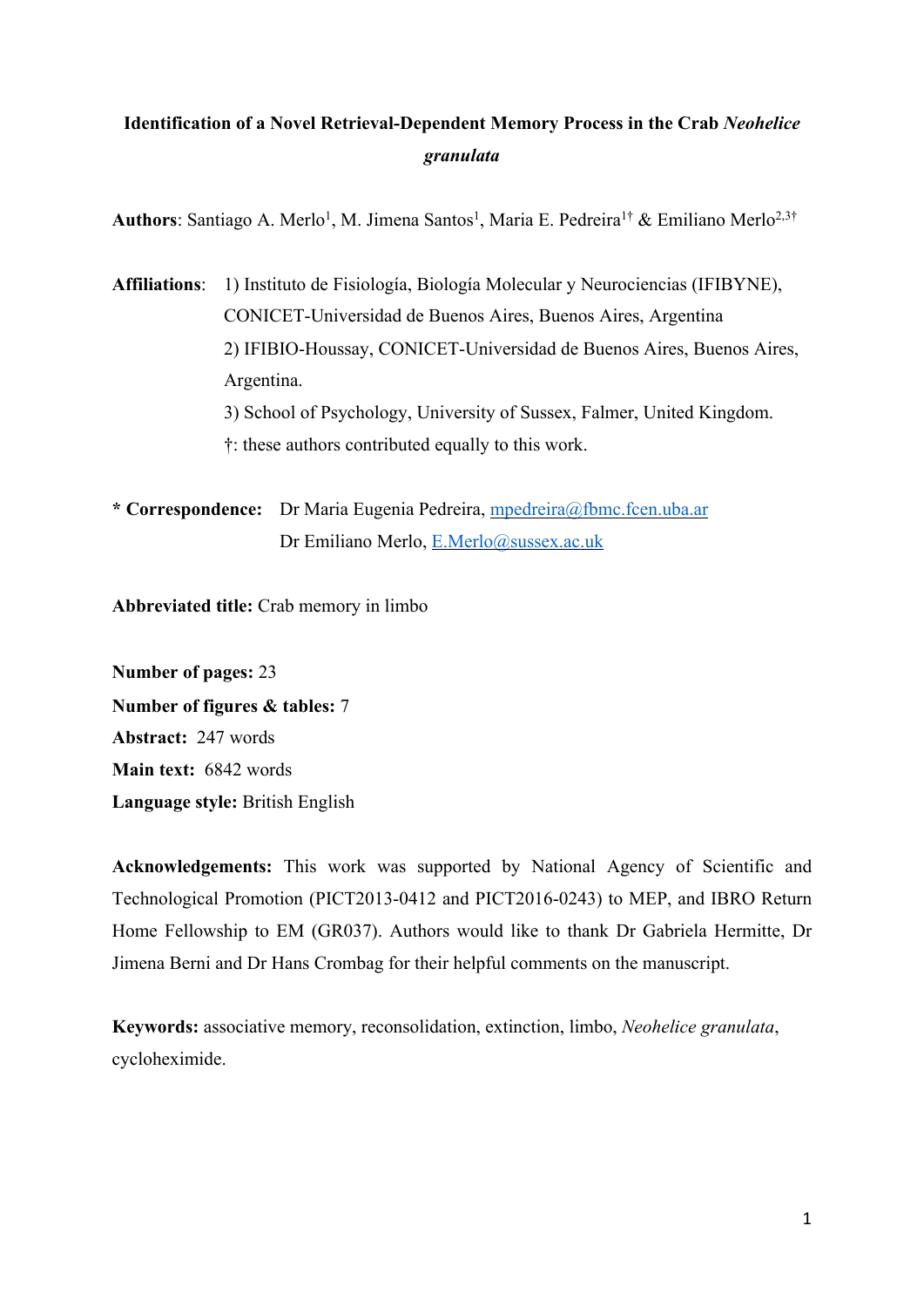# Identification of a Novel Retrieval-Dependent Memory Process in the Crab *Neohelice granulata*

**Authors**: Santiago A. Merlo[1], M. Jimena Santos[1], Maria E. Pedreira[1†] & Emiliano Merlo[2,3†]

**Affiliations**: 1) Instituto de Fisiología, Biología Molecular y Neurociencias (IFIBYNE), CONICET-Universidad de Buenos Aires, Buenos Aires, Argentina

2) IFIBIO-Houssay, CONICET-Universidad de Buenos Aires, Buenos Aires, Argentina.

3) School of Psychology, University of Sussex, Falmer, United Kingdom.

†: these authors contributed equally to this work.

**\* Correspondence:** Dr Maria Eugenia Pedreira, mpedreira@fbmc.fcen.uba.ar

Dr Emiliano Merlo, E.Merlo@sussex.ac.uk

**Abbreviated title:** Crab memory in limbo

**Number of pages:** 23

**Number of figures & tables:** 7

**Abstract:** 247 words

**Main text:** 6842 words

**Language style:** British English

**Acknowledgements:** This work was supported by National Agency of Scientific and Technological Promotion (PICT2013-0412 and PICT2016-0243) to MEP, and IBRO Return Home Fellowship to EM (GR037). Authors would like to thank Dr Gabriela Hermitte, Dr Jimena Berni and Dr Hans Crombag for their helpful comments on the manuscript.

**Keywords:** associative memory, reconsolidation, extinction, limbo, *Neohelice granulata*, cycloheximide.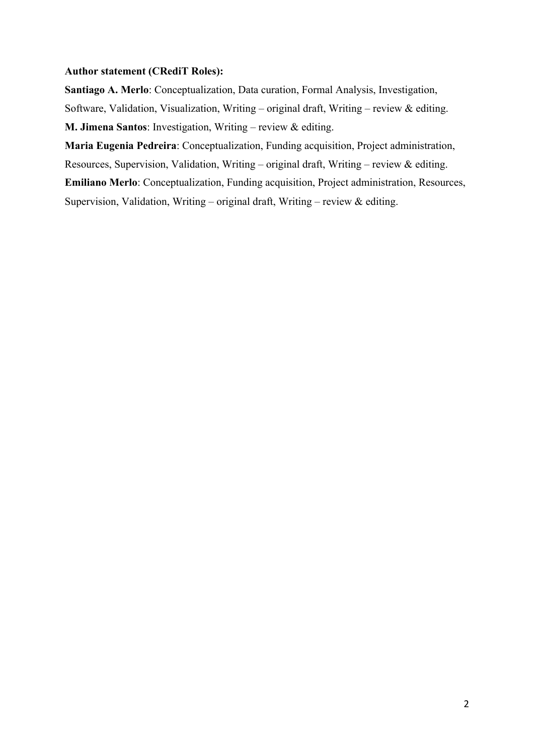**Author statement (CRediT Roles):**

**Santiago A. Merlo**: Conceptualization, Data curation, Formal Analysis, Investigation, Software, Validation, Visualization, Writing – original draft, Writing – review & editing.

**M. Jimena Santos**: Investigation, Writing – review & editing.

**Maria Eugenia Pedreira**: Conceptualization, Funding acquisition, Project administration, Resources, Supervision, Validation, Writing – original draft, Writing – review & editing.

**Emiliano Merlo**: Conceptualization, Funding acquisition, Project administration, Resources, Supervision, Validation, Writing – original draft, Writing – review & editing.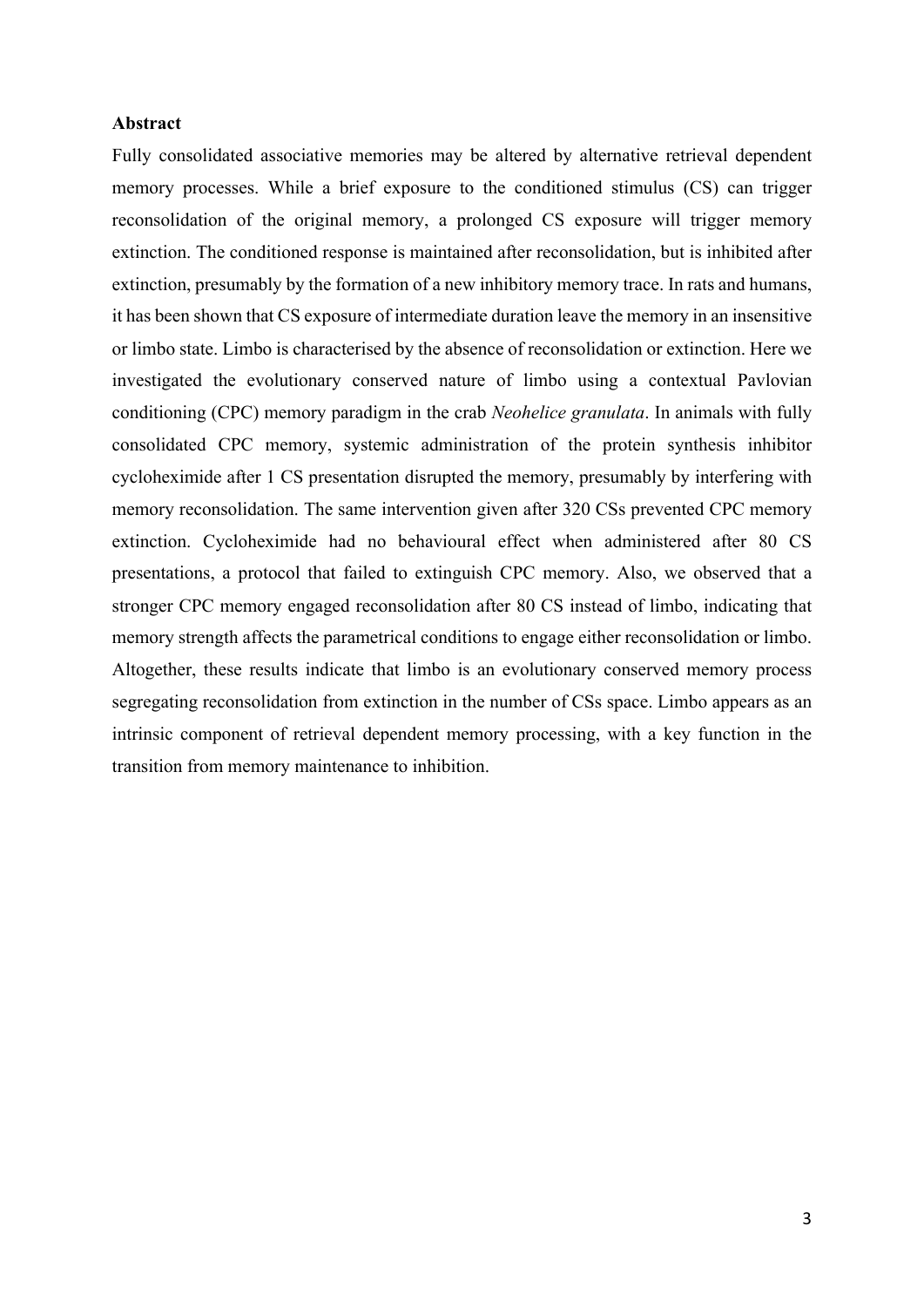**Abstract**

Fully consolidated associative memories may be altered by alternative retrieval dependent memory processes. While a brief exposure to the conditioned stimulus (CS) can trigger reconsolidation of the original memory, a prolonged CS exposure will trigger memory extinction. The conditioned response is maintained after reconsolidation, but is inhibited after extinction, presumably by the formation of a new inhibitory memory trace. In rats and humans, it has been shown that CS exposure of intermediate duration leave the memory in an insensitive or limbo state. Limbo is characterised by the absence of reconsolidation or extinction. Here we investigated the evolutionary conserved nature of limbo using a contextual Pavlovian conditioning (CPC) memory paradigm in the crab *Neohelice granulata*. In animals with fully consolidated CPC memory, systemic administration of the protein synthesis inhibitor cycloheximide after 1 CS presentation disrupted the memory, presumably by interfering with memory reconsolidation. The same intervention given after 320 CSs prevented CPC memory extinction. Cycloheximide had no behavioural effect when administered after 80 CS presentations, a protocol that failed to extinguish CPC memory. Also, we observed that a stronger CPC memory engaged reconsolidation after 80 CS instead of limbo, indicating that memory strength affects the parametrical conditions to engage either reconsolidation or limbo. Altogether, these results indicate that limbo is an evolutionary conserved memory process segregating reconsolidation from extinction in the number of CSs space. Limbo appears as an intrinsic component of retrieval dependent memory processing, with a key function in the transition from memory maintenance to inhibition.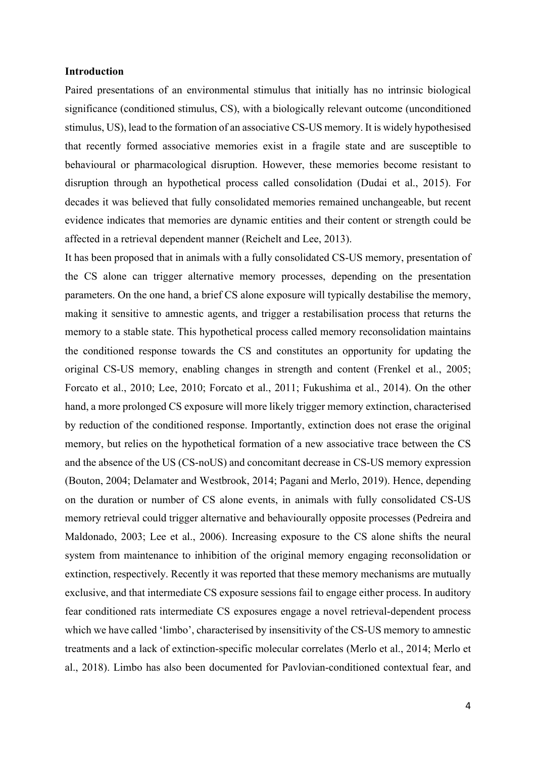**Introduction**

Paired presentations of an environmental stimulus that initially has no intrinsic biological significance (conditioned stimulus, CS), with a biologically relevant outcome (unconditioned stimulus, US), lead to the formation of an associative CS-US memory. It is widely hypothesised that recently formed associative memories exist in a fragile state and are susceptible to behavioural or pharmacological disruption. However, these memories become resistant to disruption through an hypothetical process called consolidation (Dudai et al., 2015). For decades it was believed that fully consolidated memories remained unchangeable, but recent evidence indicates that memories are dynamic entities and their content or strength could be affected in a retrieval dependent manner (Reichelt and Lee, 2013).

It has been proposed that in animals with a fully consolidated CS-US memory, presentation of the CS alone can trigger alternative memory processes, depending on the presentation parameters. On the one hand, a brief CS alone exposure will typically destabilise the memory, making it sensitive to amnestic agents, and trigger a restabilisation process that returns the memory to a stable state. This hypothetical process called memory reconsolidation maintains the conditioned response towards the CS and constitutes an opportunity for updating the original CS-US memory, enabling changes in strength and content (Frenkel et al., 2005; Forcato et al., 2010; Lee, 2010; Forcato et al., 2011; Fukushima et al., 2014). On the other hand, a more prolonged CS exposure will more likely trigger memory extinction, characterised by reduction of the conditioned response. Importantly, extinction does not erase the original memory, but relies on the hypothetical formation of a new associative trace between the CS and the absence of the US (CS-noUS) and concomitant decrease in CS-US memory expression (Bouton, 2004; Delamater and Westbrook, 2014; Pagani and Merlo, 2019). Hence, depending on the duration or number of CS alone events, in animals with fully consolidated CS-US memory retrieval could trigger alternative and behaviourally opposite processes (Pedreira and Maldonado, 2003; Lee et al., 2006). Increasing exposure to the CS alone shifts the neural system from maintenance to inhibition of the original memory engaging reconsolidation or extinction, respectively. Recently it was reported that these memory mechanisms are mutually exclusive, and that intermediate CS exposure sessions fail to engage either process. In auditory fear conditioned rats intermediate CS exposures engage a novel retrieval-dependent process which we have called 'limbo', characterised by insensitivity of the CS-US memory to amnestic treatments and a lack of extinction-specific molecular correlates (Merlo et al., 2014; Merlo et al., 2018). Limbo has also been documented for Pavlovian-conditioned contextual fear, and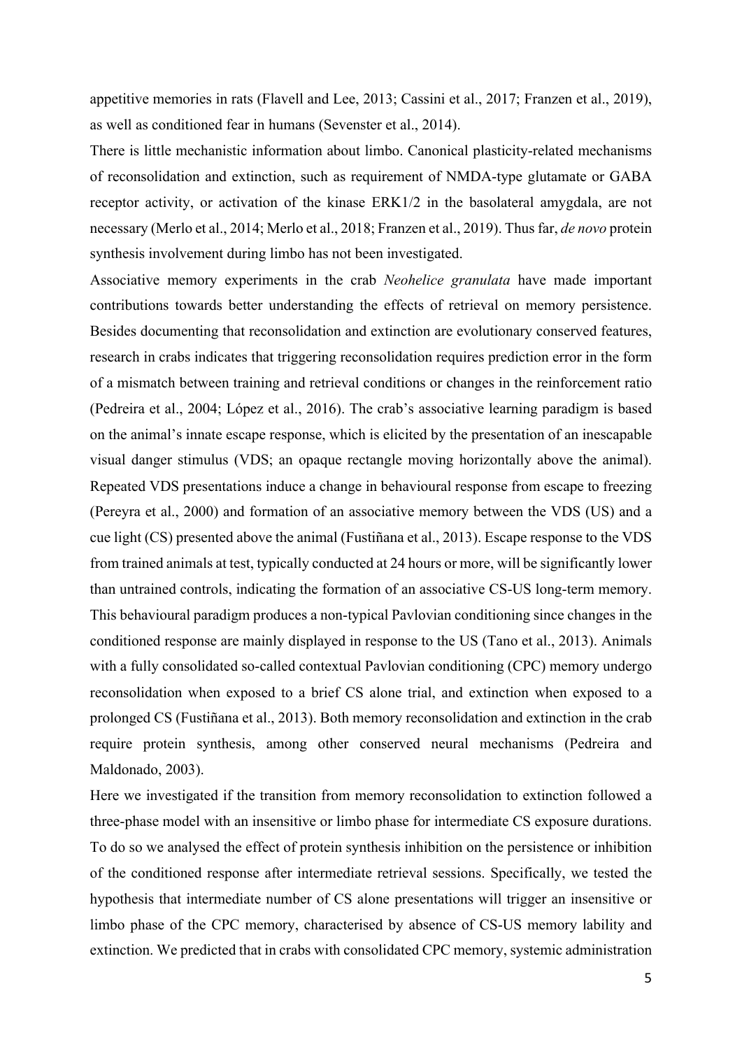appetitive memories in rats (Flavell and Lee, 2013; Cassini et al., 2017; Franzen et al., 2019), as well as conditioned fear in humans (Sevenster et al., 2014).

There is little mechanistic information about limbo. Canonical plasticity-related mechanisms of reconsolidation and extinction, such as requirement of NMDA-type glutamate or GABA receptor activity, or activation of the kinase ERK1/2 in the basolateral amygdala, are not necessary (Merlo et al., 2014; Merlo et al., 2018; Franzen et al., 2019). Thus far, *de novo* protein synthesis involvement during limbo has not been investigated.

Associative memory experiments in the crab *Neohelice granulata* have made important contributions towards better understanding the effects of retrieval on memory persistence. Besides documenting that reconsolidation and extinction are evolutionary conserved features, research in crabs indicates that triggering reconsolidation requires prediction error in the form of a mismatch between training and retrieval conditions or changes in the reinforcement ratio (Pedreira et al., 2004; López et al., 2016). The crab's associative learning paradigm is based on the animal's innate escape response, which is elicited by the presentation of an inescapable visual danger stimulus (VDS; an opaque rectangle moving horizontally above the animal). Repeated VDS presentations induce a change in behavioural response from escape to freezing (Pereyra et al., 2000) and formation of an associative memory between the VDS (US) and a cue light (CS) presented above the animal (Fustiñana et al., 2013). Escape response to the VDS from trained animals at test, typically conducted at 24 hours or more, will be significantly lower than untrained controls, indicating the formation of an associative CS-US long-term memory. This behavioural paradigm produces a non-typical Pavlovian conditioning since changes in the conditioned response are mainly displayed in response to the US (Tano et al., 2013). Animals with a fully consolidated so-called contextual Pavlovian conditioning (CPC) memory undergo reconsolidation when exposed to a brief CS alone trial, and extinction when exposed to a prolonged CS (Fustiñana et al., 2013). Both memory reconsolidation and extinction in the crab require protein synthesis, among other conserved neural mechanisms (Pedreira and Maldonado, 2003).

Here we investigated if the transition from memory reconsolidation to extinction followed a three-phase model with an insensitive or limbo phase for intermediate CS exposure durations. To do so we analysed the effect of protein synthesis inhibition on the persistence or inhibition of the conditioned response after intermediate retrieval sessions. Specifically, we tested the hypothesis that intermediate number of CS alone presentations will trigger an insensitive or limbo phase of the CPC memory, characterised by absence of CS-US memory lability and extinction. We predicted that in crabs with consolidated CPC memory, systemic administration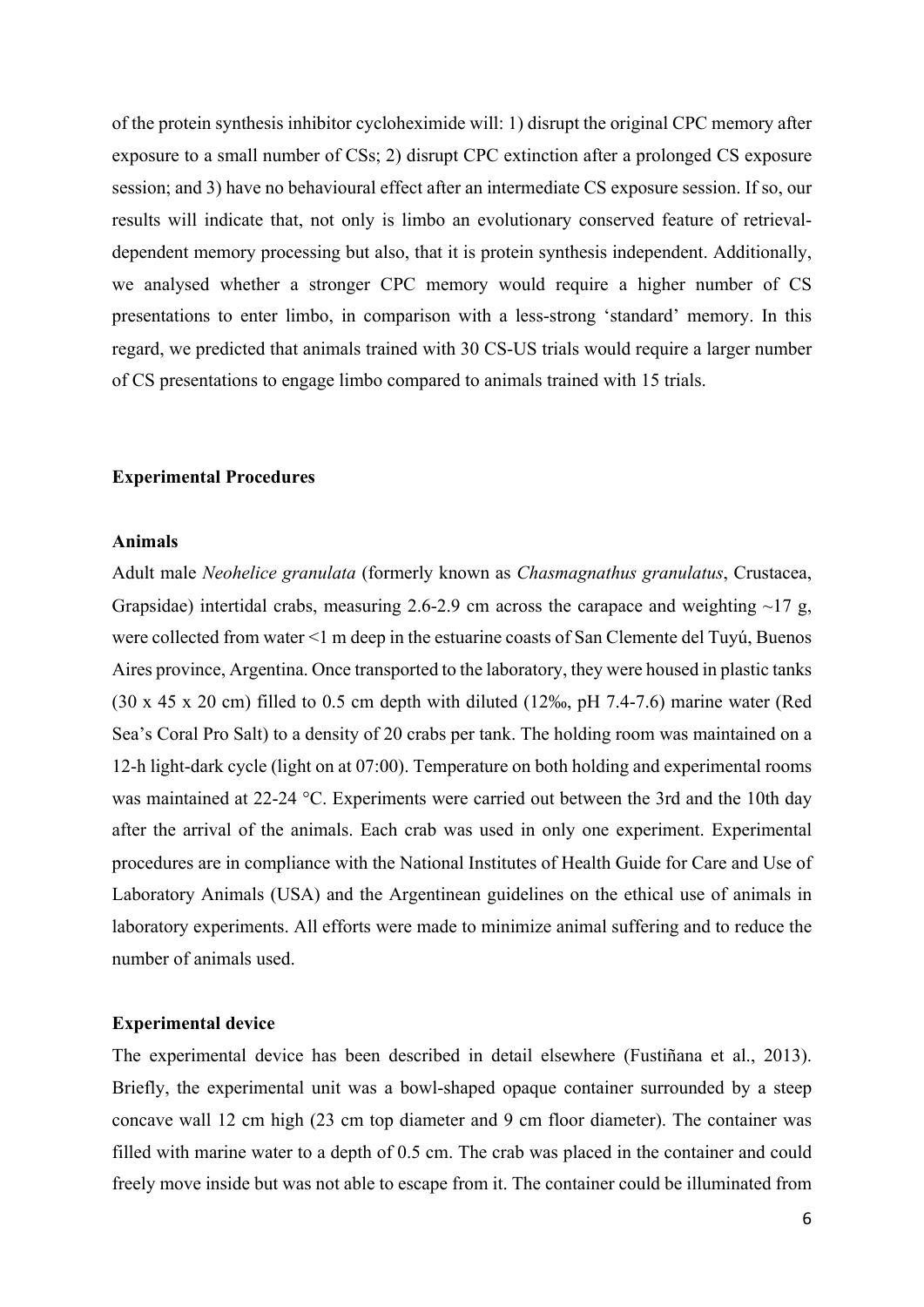of the protein synthesis inhibitor cycloheximide will: 1) disrupt the original CPC memory after exposure to a small number of CSs; 2) disrupt CPC extinction after a prolonged CS exposure session; and 3) have no behavioural effect after an intermediate CS exposure session. If so, our results will indicate that, not only is limbo an evolutionary conserved feature of retrieval-dependent memory processing but also, that it is protein synthesis independent. Additionally, we analysed whether a stronger CPC memory would require a higher number of CS presentations to enter limbo, in comparison with a less-strong 'standard' memory. In this regard, we predicted that animals trained with 30 CS-US trials would require a larger number of CS presentations to engage limbo compared to animals trained with 15 trials.

## Experimental Procedures

### Animals

Adult male *Neohelice granulata* (formerly known as *Chasmagnathus granulatus*, Crustacea, Grapsidae) intertidal crabs, measuring 2.6-2.9 cm across the carapace and weighting ~17 g, were collected from water <1 m deep in the estuarine coasts of San Clemente del Tuyú, Buenos Aires province, Argentina. Once transported to the laboratory, they were housed in plastic tanks (30 x 45 x 20 cm) filled to 0.5 cm depth with diluted (12‰, pH 7.4-7.6) marine water (Red Sea's Coral Pro Salt) to a density of 20 crabs per tank. The holding room was maintained on a 12-h light-dark cycle (light on at 07:00). Temperature on both holding and experimental rooms was maintained at 22-24 °C. Experiments were carried out between the 3rd and the 10th day after the arrival of the animals. Each crab was used in only one experiment. Experimental procedures are in compliance with the National Institutes of Health Guide for Care and Use of Laboratory Animals (USA) and the Argentinean guidelines on the ethical use of animals in laboratory experiments. All efforts were made to minimize animal suffering and to reduce the number of animals used.

### Experimental device

The experimental device has been described in detail elsewhere (Fustiñana et al., 2013). Briefly, the experimental unit was a bowl-shaped opaque container surrounded by a steep concave wall 12 cm high (23 cm top diameter and 9 cm floor diameter). The container was filled with marine water to a depth of 0.5 cm. The crab was placed in the container and could freely move inside but was not able to escape from it. The container could be illuminated from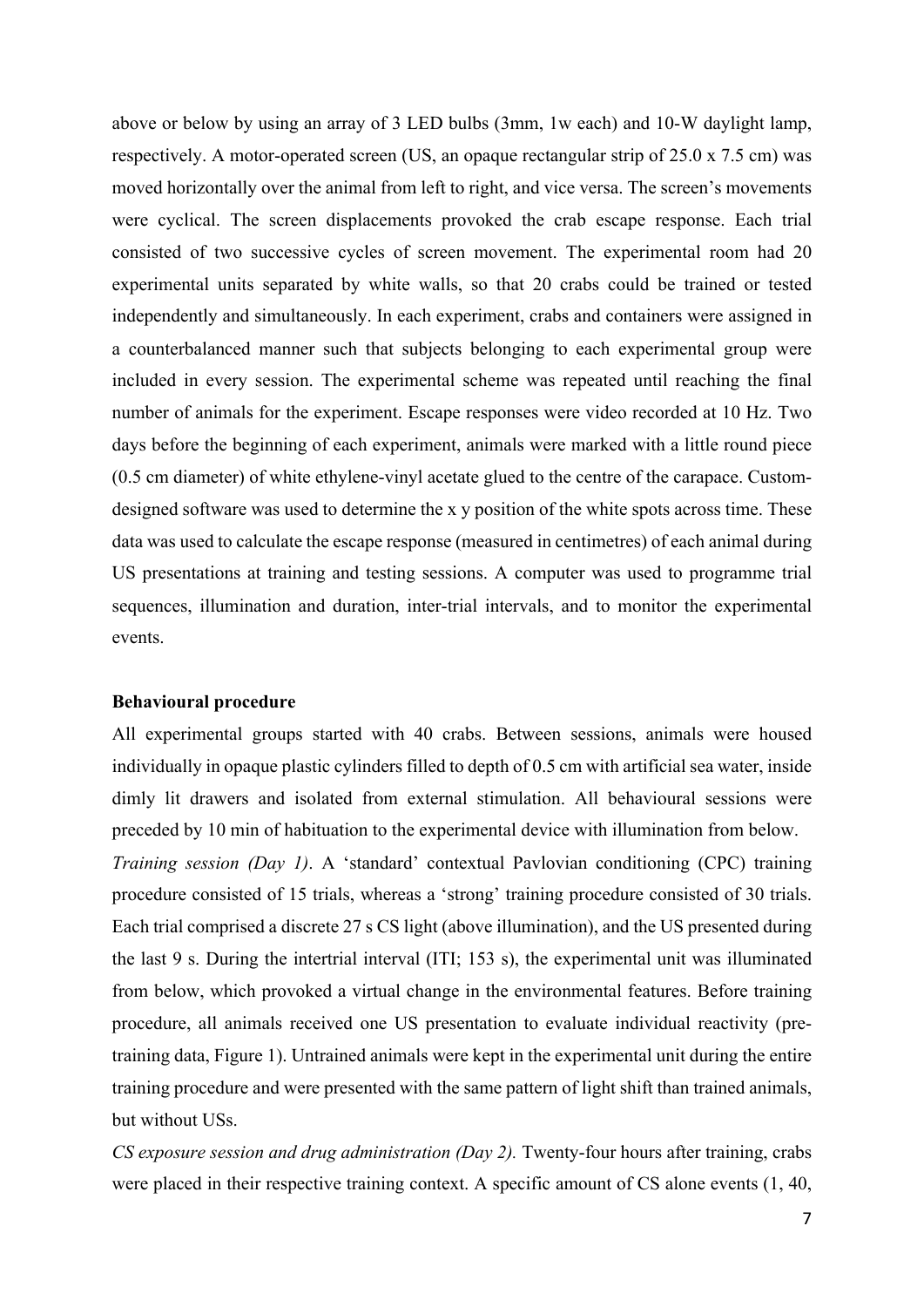above or below by using an array of 3 LED bulbs (3mm, 1w each) and 10-W daylight lamp, respectively. A motor-operated screen (US, an opaque rectangular strip of 25.0 x 7.5 cm) was moved horizontally over the animal from left to right, and vice versa. The screen's movements were cyclical. The screen displacements provoked the crab escape response. Each trial consisted of two successive cycles of screen movement. The experimental room had 20 experimental units separated by white walls, so that 20 crabs could be trained or tested independently and simultaneously. In each experiment, crabs and containers were assigned in a counterbalanced manner such that subjects belonging to each experimental group were included in every session. The experimental scheme was repeated until reaching the final number of animals for the experiment. Escape responses were video recorded at 10 Hz. Two days before the beginning of each experiment, animals were marked with a little round piece (0.5 cm diameter) of white ethylene-vinyl acetate glued to the centre of the carapace. Custom-designed software was used to determine the x y position of the white spots across time. These data was used to calculate the escape response (measured in centimetres) of each animal during US presentations at training and testing sessions. A computer was used to programme trial sequences, illumination and duration, inter-trial intervals, and to monitor the experimental events.

**Behavioural procedure**

All experimental groups started with 40 crabs. Between sessions, animals were housed individually in opaque plastic cylinders filled to depth of 0.5 cm with artificial sea water, inside dimly lit drawers and isolated from external stimulation. All behavioural sessions were preceded by 10 min of habituation to the experimental device with illumination from below.

*Training session (Day 1)*. A 'standard' contextual Pavlovian conditioning (CPC) training procedure consisted of 15 trials, whereas a 'strong' training procedure consisted of 30 trials. Each trial comprised a discrete 27 s CS light (above illumination), and the US presented during the last 9 s. During the intertrial interval (ITI; 153 s), the experimental unit was illuminated from below, which provoked a virtual change in the environmental features. Before training procedure, all animals received one US presentation to evaluate individual reactivity (pre-training data, Figure 1). Untrained animals were kept in the experimental unit during the entire training procedure and were presented with the same pattern of light shift than trained animals, but without USs.

*CS exposure session and drug administration (Day 2).* Twenty-four hours after training, crabs were placed in their respective training context. A specific amount of CS alone events (1, 40,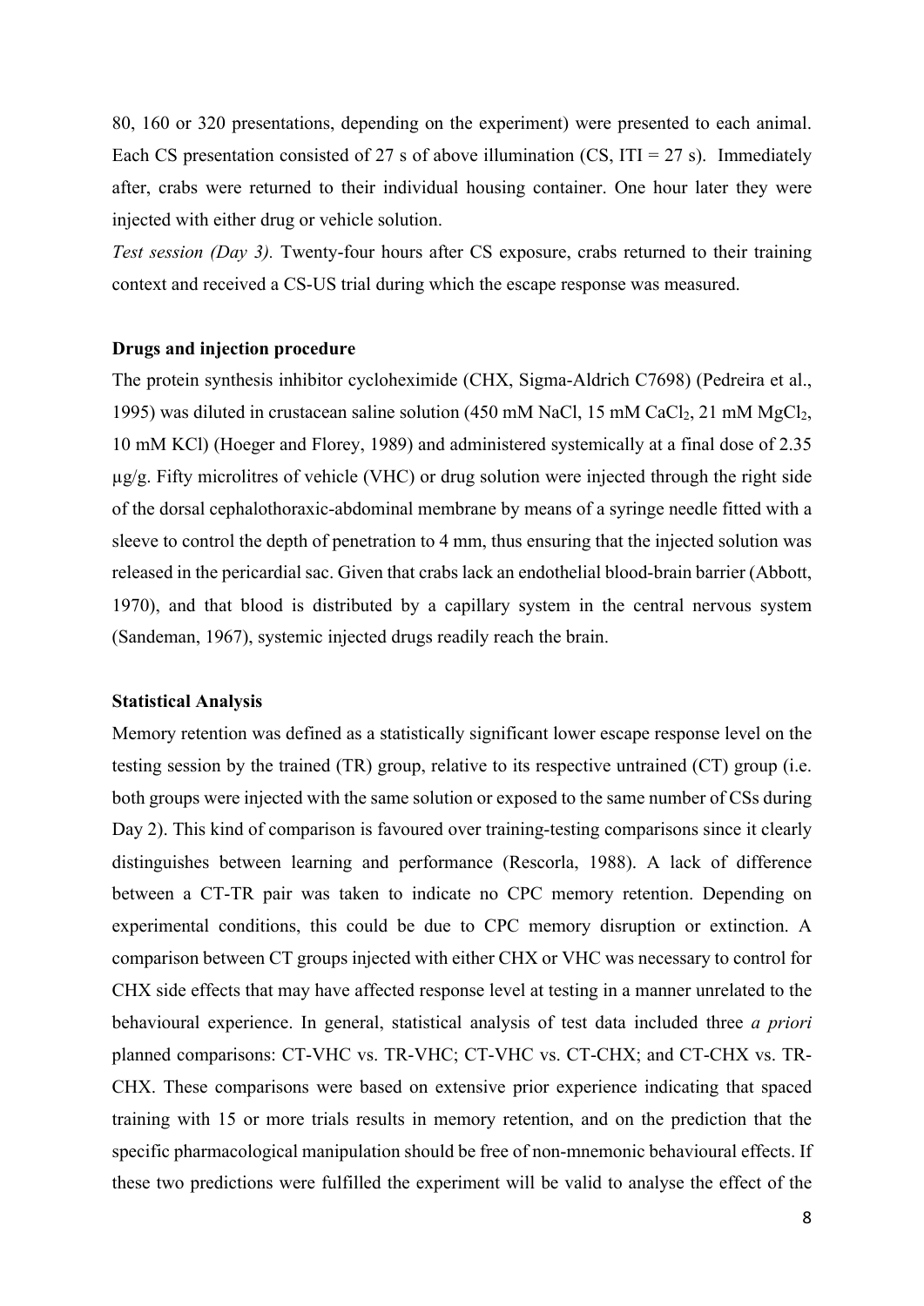80, 160 or 320 presentations, depending on the experiment) were presented to each animal. Each CS presentation consisted of 27 s of above illumination (CS, ITI = 27 s). Immediately after, crabs were returned to their individual housing container. One hour later they were injected with either drug or vehicle solution.

*Test session (Day 3).* Twenty-four hours after CS exposure, crabs returned to their training context and received a CS-US trial during which the escape response was measured.

**Drugs and injection procedure**

The protein synthesis inhibitor cycloheximide (CHX, Sigma-Aldrich C7698) (Pedreira et al., 1995) was diluted in crustacean saline solution (450 mM NaCl, 15 mM $CaCl_2$, 21 mM $MgCl_2$, 10 mM KCl) (Hoeger and Florey, 1989) and administered systemically at a final dose of 2.35 μg/g. Fifty microlitres of vehicle (VHC) or drug solution were injected through the right side of the dorsal cephalothoraxic-abdominal membrane by means of a syringe needle fitted with a sleeve to control the depth of penetration to 4 mm, thus ensuring that the injected solution was released in the pericardial sac. Given that crabs lack an endothelial blood-brain barrier (Abbott, 1970), and that blood is distributed by a capillary system in the central nervous system (Sandeman, 1967), systemic injected drugs readily reach the brain.

**Statistical Analysis**

Memory retention was defined as a statistically significant lower escape response level on the testing session by the trained (TR) group, relative to its respective untrained (CT) group (i.e. both groups were injected with the same solution or exposed to the same number of CSs during Day 2). This kind of comparison is favoured over training-testing comparisons since it clearly distinguishes between learning and performance (Rescorla, 1988). A lack of difference between a CT-TR pair was taken to indicate no CPC memory retention. Depending on experimental conditions, this could be due to CPC memory disruption or extinction. A comparison between CT groups injected with either CHX or VHC was necessary to control for CHX side effects that may have affected response level at testing in a manner unrelated to the behavioural experience. In general, statistical analysis of test data included three *a priori* planned comparisons: CT-VHC vs. TR-VHC; CT-VHC vs. CT-CHX; and CT-CHX vs. TR-CHX. These comparisons were based on extensive prior experience indicating that spaced training with 15 or more trials results in memory retention, and on the prediction that the specific pharmacological manipulation should be free of non-mnemonic behavioural effects. If these two predictions were fulfilled the experiment will be valid to analyse the effect of the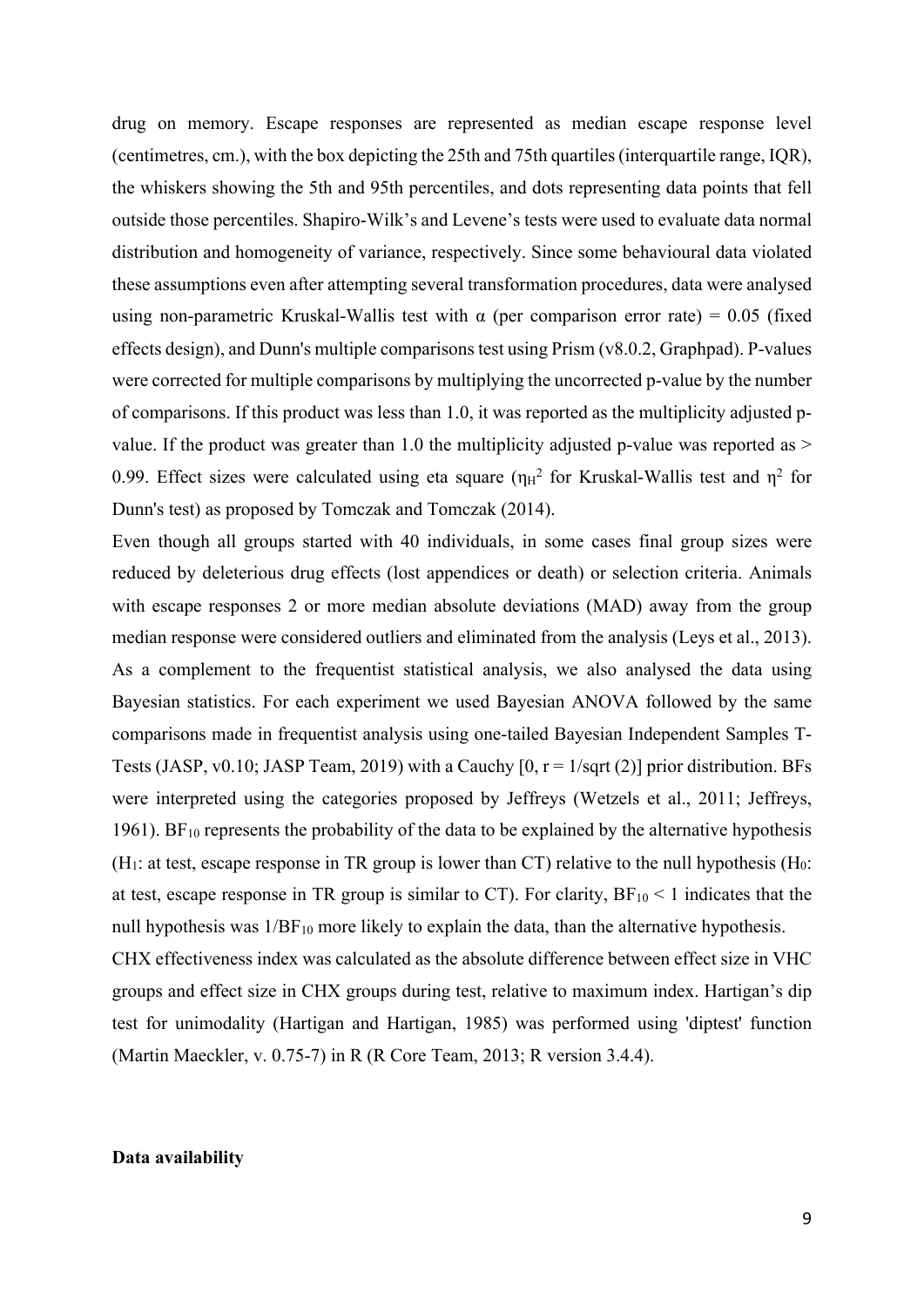drug on memory. Escape responses are represented as median escape response level (centimetres, cm.), with the box depicting the 25th and 75th quartiles (interquartile range, IQR), the whiskers showing the 5th and 95th percentiles, and dots representing data points that fell outside those percentiles. Shapiro-Wilk's and Levene's tests were used to evaluate data normal distribution and homogeneity of variance, respectively. Since some behavioural data violated these assumptions even after attempting several transformation procedures, data were analysed using non-parametric Kruskal-Wallis test with α (per comparison error rate) = 0.05 (fixed effects design), and Dunn's multiple comparisons test using Prism (v8.0.2, Graphpad). P-values were corrected for multiple comparisons by multiplying the uncorrected p-value by the number of comparisons. If this product was less than 1.0, it was reported as the multiplicity adjusted p-value. If the product was greater than 1.0 the multiplicity adjusted p-value was reported as > 0.99. Effect sizes were calculated using eta square ($\eta_H^2$ for Kruskal-Wallis test and $\eta^2$ for Dunn's test) as proposed by Tomczak and Tomczak (2014).

Even though all groups started with 40 individuals, in some cases final group sizes were reduced by deleterious drug effects (lost appendices or death) or selection criteria. Animals with escape responses 2 or more median absolute deviations (MAD) away from the group median response were considered outliers and eliminated from the analysis (Leys et al., 2013).

As a complement to the frequentist statistical analysis, we also analysed the data using Bayesian statistics. For each experiment we used Bayesian ANOVA followed by the same comparisons made in frequentist analysis using one-tailed Bayesian Independent Samples T-Tests (JASP, v0.10; JASP Team, 2019) with a Cauchy [0, r = 1/sqrt (2)] prior distribution. BFs were interpreted using the categories proposed by Jeffreys (Wetzels et al., 2011; Jeffreys, 1961). $BF_{10}$ represents the probability of the data to be explained by the alternative hypothesis ($H_1$: at test, escape response in TR group is lower than CT) relative to the null hypothesis ($H_0$: at test, escape response in TR group is similar to CT). For clarity, $BF_{10} < 1$ indicates that the null hypothesis was $1/BF_{10}$ more likely to explain the data, than the alternative hypothesis.

CHX effectiveness index was calculated as the absolute difference between effect size in VHC groups and effect size in CHX groups during test, relative to maximum index. Hartigan's dip test for unimodality (Hartigan and Hartigan, 1985) was performed using 'diptest' function (Martin Maeckler, v. 0.75-7) in R (R Core Team, 2013; R version 3.4.4).

**Data availability**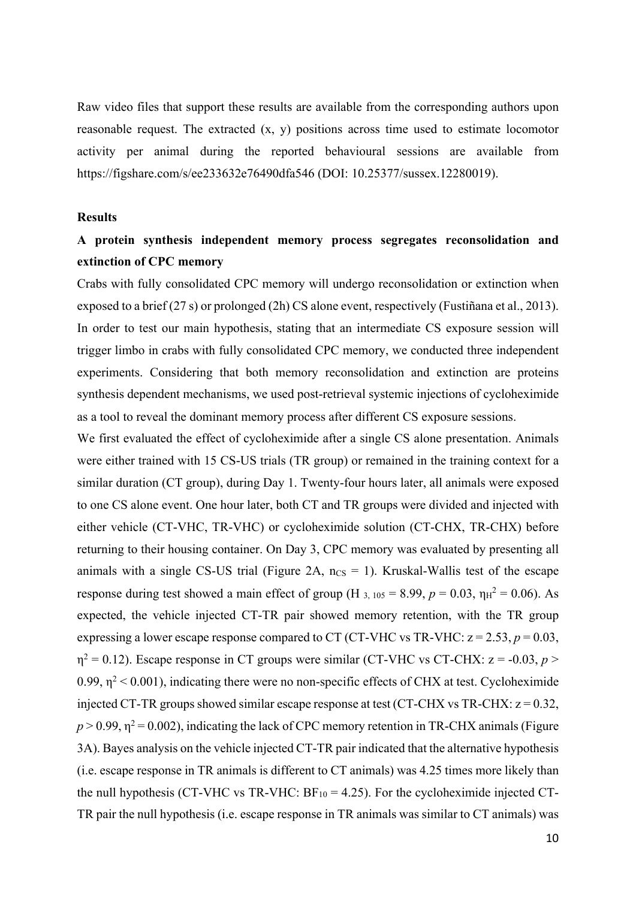Raw video files that support these results are available from the corresponding authors upon reasonable request. The extracted (x, y) positions across time used to estimate locomotor activity per animal during the reported behavioural sessions are available from https://figshare.com/s/ee233632e76490dfa546 (DOI: 10.25377/sussex.12280019).

## Results

### A protein synthesis independent memory process segregates reconsolidation and extinction of CPC memory

Crabs with fully consolidated CPC memory will undergo reconsolidation or extinction when exposed to a brief (27 s) or prolonged (2h) CS alone event, respectively (Fustiñana et al., 2013). In order to test our main hypothesis, stating that an intermediate CS exposure session will trigger limbo in crabs with fully consolidated CPC memory, we conducted three independent experiments. Considering that both memory reconsolidation and extinction are proteins synthesis dependent mechanisms, we used post-retrieval systemic injections of cycloheximide as a tool to reveal the dominant memory process after different CS exposure sessions.

We first evaluated the effect of cycloheximide after a single CS alone presentation. Animals were either trained with 15 CS-US trials (TR group) or remained in the training context for a similar duration (CT group), during Day 1. Twenty-four hours later, all animals were exposed to one CS alone event. One hour later, both CT and TR groups were divided and injected with either vehicle (CT-VHC, TR-VHC) or cycloheximide solution (CT-CHX, TR-CHX) before returning to their housing container. On Day 3, CPC memory was evaluated by presenting all animals with a single CS-US trial (Figure 2A, $n_{CS} = 1$). Kruskal-Wallis test of the escape response during test showed a main effect of group ($H_{3, 105} = 8.99$, $p = 0.03$, $\eta_H^2 = 0.06$). As expected, the vehicle injected CT-TR pair showed memory retention, with the TR group expressing a lower escape response compared to CT (CT-VHC vs TR-VHC: $z = 2.53$, $p = 0.03$, $\eta^2 = 0.12$). Escape response in CT groups were similar (CT-VHC vs CT-CHX: $z = -0.03$, $p > 0.99$, $\eta^2 < 0.001$), indicating there were no non-specific effects of CHX at test. Cycloheximide injected CT-TR groups showed similar escape response at test (CT-CHX vs TR-CHX: $z = 0.32$, $p > 0.99$, $\eta^2 = 0.002$), indicating the lack of CPC memory retention in TR-CHX animals (Figure 3A). Bayes analysis on the vehicle injected CT-TR pair indicated that the alternative hypothesis (i.e. escape response in TR animals is different to CT animals) was 4.25 times more likely than the null hypothesis (CT-VHC vs TR-VHC: $BF_{10} = 4.25$). For the cycloheximide injected CT-TR pair the null hypothesis (i.e. escape response in TR animals was similar to CT animals) was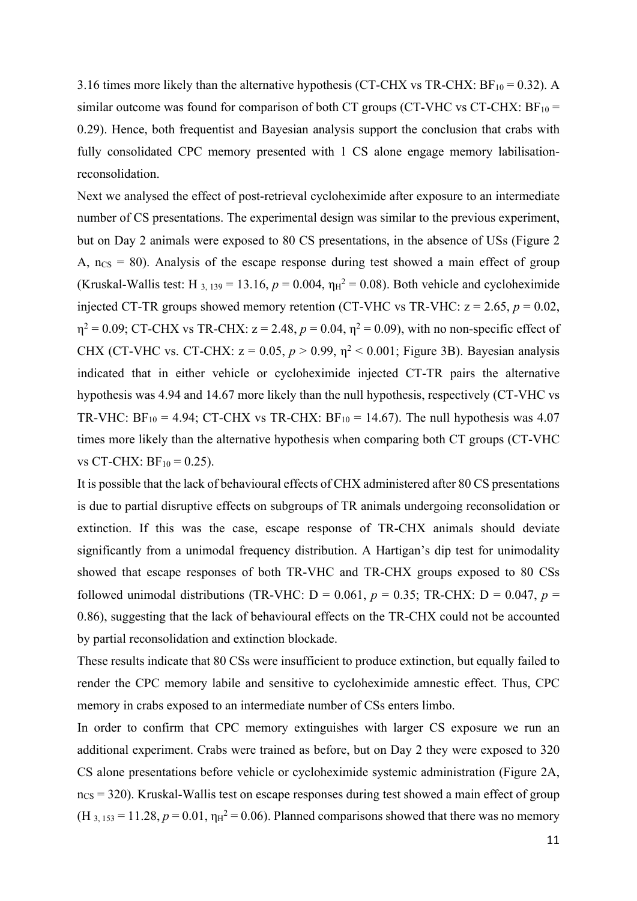3.16 times more likely than the alternative hypothesis (CT-CHX vs TR-CHX: $BF_{10} = 0.32$). A similar outcome was found for comparison of both CT groups (CT-VHC vs CT-CHX: $BF_{10} = 0.29$). Hence, both frequentist and Bayesian analysis support the conclusion that crabs with fully consolidated CPC memory presented with 1 CS alone engage memory labilisation-reconsolidation.

Next we analysed the effect of post-retrieval cycloheximide after exposure to an intermediate number of CS presentations. The experimental design was similar to the previous experiment, but on Day 2 animals were exposed to 80 CS presentations, in the absence of USs (Figure 2 A, $n_{CS} = 80$). Analysis of the escape response during test showed a main effect of group (Kruskal-Wallis test: $H_{3,\,139} = 13.16$, $p = 0.004$, $\eta_H^2 = 0.08$). Both vehicle and cycloheximide injected CT-TR groups showed memory retention (CT-VHC vs TR-VHC: $z = 2.65$, $p = 0.02$, $\eta^2 = 0.09$; CT-CHX vs TR-CHX: $z = 2.48$, $p = 0.04$, $\eta^2 = 0.09$), with no non-specific effect of CHX (CT-VHC vs. CT-CHX: $z = 0.05$, $p > 0.99$, $\eta^2 < 0.001$; Figure 3B). Bayesian analysis indicated that in either vehicle or cycloheximide injected CT-TR pairs the alternative hypothesis was 4.94 and 14.67 more likely than the null hypothesis, respectively (CT-VHC vs TR-VHC: $BF_{10} = 4.94$; CT-CHX vs TR-CHX: $BF_{10} = 14.67$). The null hypothesis was 4.07 times more likely than the alternative hypothesis when comparing both CT groups (CT-VHC vs CT-CHX: $BF_{10} = 0.25$).

It is possible that the lack of behavioural effects of CHX administered after 80 CS presentations is due to partial disruptive effects on subgroups of TR animals undergoing reconsolidation or extinction. If this was the case, escape response of TR-CHX animals should deviate significantly from a unimodal frequency distribution. A Hartigan's dip test for unimodality showed that escape responses of both TR-VHC and TR-CHX groups exposed to 80 CSs followed unimodal distributions (TR-VHC: $D = 0.061$, $p = 0.35$; TR-CHX: $D = 0.047$, $p = 0.86$), suggesting that the lack of behavioural effects on the TR-CHX could not be accounted by partial reconsolidation and extinction blockade.

These results indicate that 80 CSs were insufficient to produce extinction, but equally failed to render the CPC memory labile and sensitive to cycloheximide amnestic effect. Thus, CPC memory in crabs exposed to an intermediate number of CSs enters limbo.

In order to confirm that CPC memory extinguishes with larger CS exposure we run an additional experiment. Crabs were trained as before, but on Day 2 they were exposed to 320 CS alone presentations before vehicle or cycloheximide systemic administration (Figure 2A, $n_{CS} = 320$). Kruskal-Wallis test on escape responses during test showed a main effect of group ($H_{3,\,153} = 11.28$, $p = 0.01$, $\eta_H^2 = 0.06$). Planned comparisons showed that there was no memory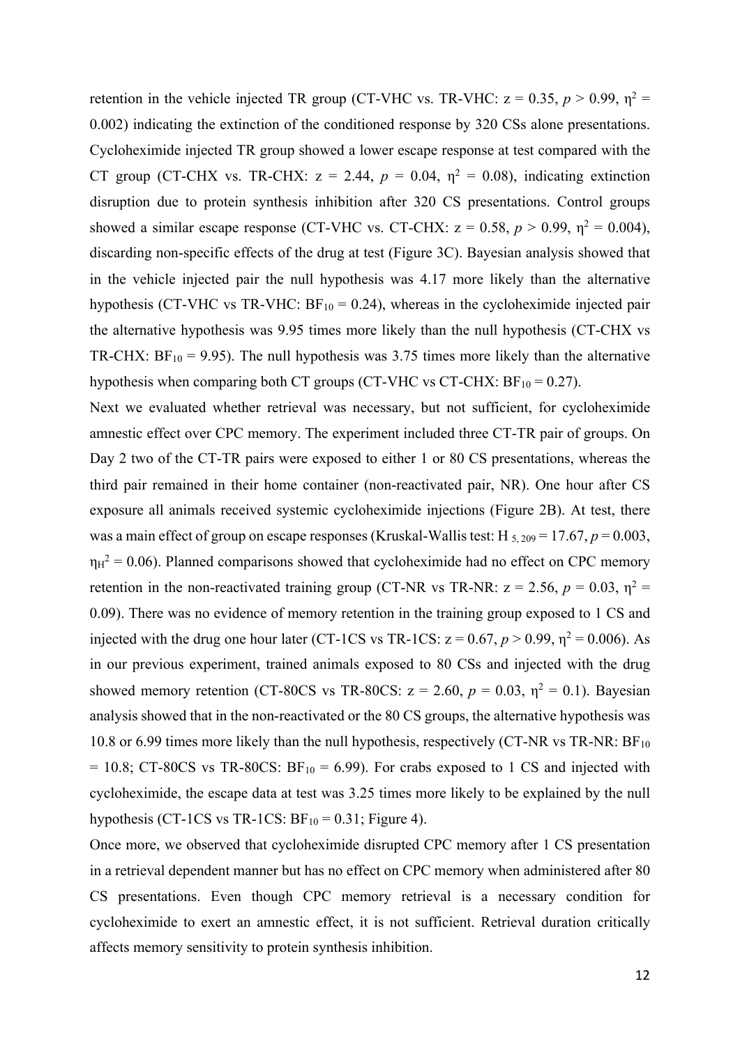retention in the vehicle injected TR group (CT-VHC vs. TR-VHC: $z = 0.35$, $p > 0.99$, $\eta^2 = 0.002$) indicating the extinction of the conditioned response by 320 CSs alone presentations. Cycloheximide injected TR group showed a lower escape response at test compared with the CT group (CT-CHX vs. TR-CHX: $z = 2.44$, $p = 0.04$, $\eta^2 = 0.08$), indicating extinction disruption due to protein synthesis inhibition after 320 CS presentations. Control groups showed a similar escape response (CT-VHC vs. CT-CHX: $z = 0.58$, $p > 0.99$, $\eta^2 = 0.004$), discarding non-specific effects of the drug at test (Figure 3C). Bayesian analysis showed that in the vehicle injected pair the null hypothesis was 4.17 more likely than the alternative hypothesis (CT-VHC vs TR-VHC: $BF_{10} = 0.24$), whereas in the cycloheximide injected pair the alternative hypothesis was 9.95 times more likely than the null hypothesis (CT-CHX vs TR-CHX: $BF_{10} = 9.95$). The null hypothesis was 3.75 times more likely than the alternative hypothesis when comparing both CT groups (CT-VHC vs CT-CHX: $BF_{10} = 0.27$).

Next we evaluated whether retrieval was necessary, but not sufficient, for cycloheximide amnestic effect over CPC memory. The experiment included three CT-TR pair of groups. On Day 2 two of the CT-TR pairs were exposed to either 1 or 80 CS presentations, whereas the third pair remained in their home container (non-reactivated pair, NR). One hour after CS exposure all animals received systemic cycloheximide injections (Figure 2B). At test, there was a main effect of group on escape responses (Kruskal-Wallis test: $H_{5, 209} = 17.67$, $p = 0.003$, $\eta_H^2 = 0.06$). Planned comparisons showed that cycloheximide had no effect on CPC memory retention in the non-reactivated training group (CT-NR vs TR-NR: $z = 2.56$, $p = 0.03$, $\eta^2 = 0.09$). There was no evidence of memory retention in the training group exposed to 1 CS and injected with the drug one hour later (CT-1CS vs TR-1CS: $z = 0.67$, $p > 0.99$, $\eta^2 = 0.006$). As in our previous experiment, trained animals exposed to 80 CSs and injected with the drug showed memory retention (CT-80CS vs TR-80CS: $z = 2.60$, $p = 0.03$, $\eta^2 = 0.1$). Bayesian analysis showed that in the non-reactivated or the 80 CS groups, the alternative hypothesis was 10.8 or 6.99 times more likely than the null hypothesis, respectively (CT-NR vs TR-NR: $BF_{10} = 10.8$; CT-80CS vs TR-80CS: $BF_{10} = 6.99$). For crabs exposed to 1 CS and injected with cycloheximide, the escape data at test was 3.25 times more likely to be explained by the null hypothesis (CT-1CS vs TR-1CS: $BF_{10} = 0.31$; Figure 4).

Once more, we observed that cycloheximide disrupted CPC memory after 1 CS presentation in a retrieval dependent manner but has no effect on CPC memory when administered after 80 CS presentations. Even though CPC memory retrieval is a necessary condition for cycloheximide to exert an amnestic effect, it is not sufficient. Retrieval duration critically affects memory sensitivity to protein synthesis inhibition.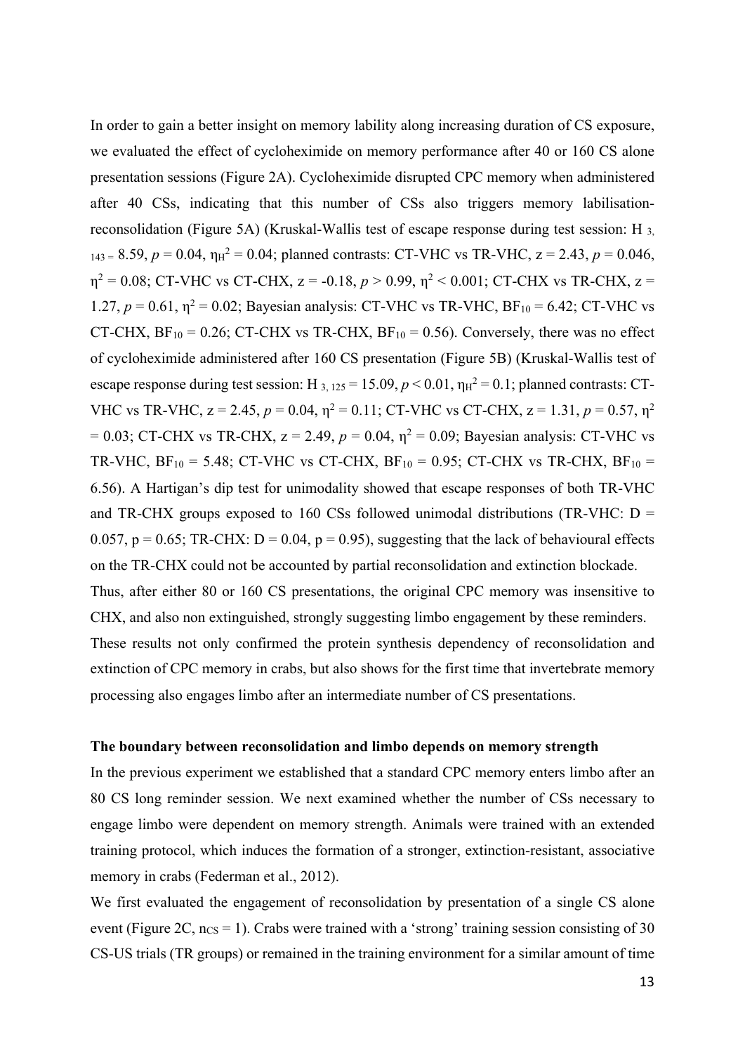In order to gain a better insight on memory lability along increasing duration of CS exposure, we evaluated the effect of cycloheximide on memory performance after 40 or 160 CS alone presentation sessions (Figure 2A). Cycloheximide disrupted CPC memory when administered after 40 CSs, indicating that this number of CSs also triggers memory labilisation-reconsolidation (Figure 5A) (Kruskal-Wallis test of escape response during test session: $H_{3, 143} = 8.59$, $p = 0.04$, $\eta_H^2 = 0.04$; planned contrasts: CT-VHC vs TR-VHC, $z = 2.43$, $p = 0.046$, $\eta^2 = 0.08$; CT-VHC vs CT-CHX, $z = -0.18$, $p > 0.99$, $\eta^2 < 0.001$; CT-CHX vs TR-CHX, $z = 1.27$, $p = 0.61$, $\eta^2 = 0.02$; Bayesian analysis: CT-VHC vs TR-VHC, $BF_{10} = 6.42$; CT-VHC vs CT-CHX, $BF_{10} = 0.26$; CT-CHX vs TR-CHX, $BF_{10} = 0.56$). Conversely, there was no effect of cycloheximide administered after 160 CS presentation (Figure 5B) (Kruskal-Wallis test of escape response during test session: $H_{3, 125} = 15.09$, $p < 0.01$, $\eta_H^2 = 0.1$; planned contrasts: CT-VHC vs TR-VHC, $z = 2.45$, $p = 0.04$, $\eta^2 = 0.11$; CT-VHC vs CT-CHX, $z = 1.31$, $p = 0.57$, $\eta^2 = 0.03$; CT-CHX vs TR-CHX, $z = 2.49$, $p = 0.04$, $\eta^2 = 0.09$; Bayesian analysis: CT-VHC vs TR-VHC, $BF_{10} = 5.48$; CT-VHC vs CT-CHX, $BF_{10} = 0.95$; CT-CHX vs TR-CHX, $BF_{10} = 6.56$). A Hartigan's dip test for unimodality showed that escape responses of both TR-VHC and TR-CHX groups exposed to 160 CSs followed unimodal distributions (TR-VHC: $D = 0.057$, $p = 0.65$; TR-CHX: $D = 0.04$, $p = 0.95$), suggesting that the lack of behavioural effects on the TR-CHX could not be accounted by partial reconsolidation and extinction blockade.

Thus, after either 80 or 160 CS presentations, the original CPC memory was insensitive to CHX, and also non extinguished, strongly suggesting limbo engagement by these reminders.

These results not only confirmed the protein synthesis dependency of reconsolidation and extinction of CPC memory in crabs, but also shows for the first time that invertebrate memory processing also engages limbo after an intermediate number of CS presentations.

**The boundary between reconsolidation and limbo depends on memory strength**

In the previous experiment we established that a standard CPC memory enters limbo after an 80 CS long reminder session. We next examined whether the number of CSs necessary to engage limbo were dependent on memory strength. Animals were trained with an extended training protocol, which induces the formation of a stronger, extinction-resistant, associative memory in crabs (Federman et al., 2012).

We first evaluated the engagement of reconsolidation by presentation of a single CS alone event (Figure 2C, $n_{CS} = 1$). Crabs were trained with a 'strong' training session consisting of 30 CS-US trials (TR groups) or remained in the training environment for a similar amount of time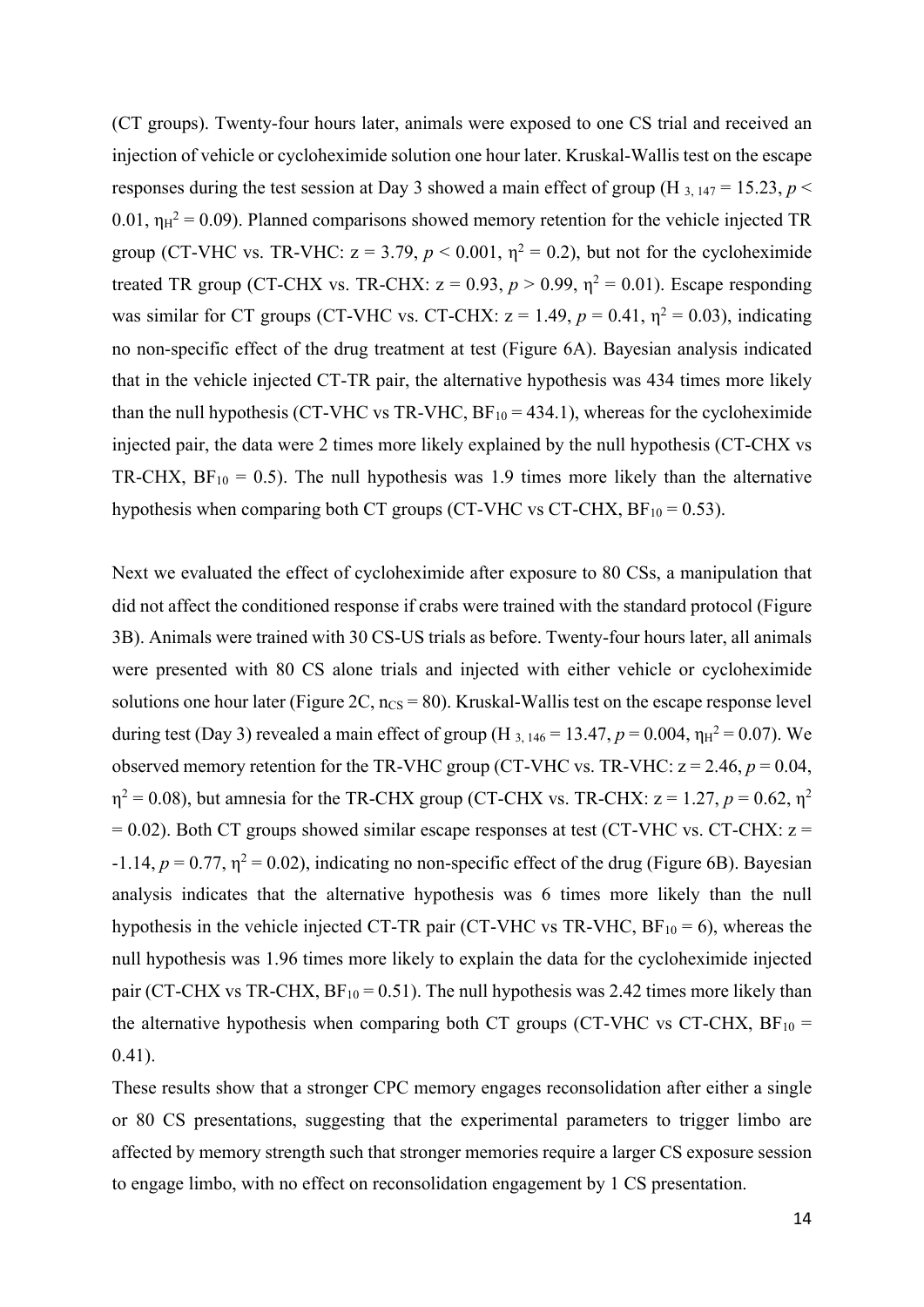(CT groups). Twenty-four hours later, animals were exposed to one CS trial and received an injection of vehicle or cycloheximide solution one hour later. Kruskal-Wallis test on the escape responses during the test session at Day 3 showed a main effect of group ($H_{3,\,147} = 15.23$, $p < 0.01$, $\eta_H^2 = 0.09$). Planned comparisons showed memory retention for the vehicle injected TR group (CT-VHC vs. TR-VHC: $z = 3.79$, $p < 0.001$, $\eta^2 = 0.2$), but not for the cycloheximide treated TR group (CT-CHX vs. TR-CHX: $z = 0.93$, $p > 0.99$, $\eta^2 = 0.01$). Escape responding was similar for CT groups (CT-VHC vs. CT-CHX: $z = 1.49$, $p = 0.41$, $\eta^2 = 0.03$), indicating no non-specific effect of the drug treatment at test (Figure 6A). Bayesian analysis indicated that in the vehicle injected CT-TR pair, the alternative hypothesis was 434 times more likely than the null hypothesis (CT-VHC vs TR-VHC, $BF_{10} = 434.1$), whereas for the cycloheximide injected pair, the data were 2 times more likely explained by the null hypothesis (CT-CHX vs TR-CHX, $BF_{10} = 0.5$). The null hypothesis was 1.9 times more likely than the alternative hypothesis when comparing both CT groups (CT-VHC vs CT-CHX, $BF_{10} = 0.53$).

Next we evaluated the effect of cycloheximide after exposure to 80 CSs, a manipulation that did not affect the conditioned response if crabs were trained with the standard protocol (Figure 3B). Animals were trained with 30 CS-US trials as before. Twenty-four hours later, all animals were presented with 80 CS alone trials and injected with either vehicle or cycloheximide solutions one hour later (Figure 2C, $n_{CS} = 80$). Kruskal-Wallis test on the escape response level during test (Day 3) revealed a main effect of group ($H_{3,\,146} = 13.47$, $p = 0.004$, $\eta_H^2 = 0.07$). We observed memory retention for the TR-VHC group (CT-VHC vs. TR-VHC: $z = 2.46$, $p = 0.04$, $\eta^2 = 0.08$), but amnesia for the TR-CHX group (CT-CHX vs. TR-CHX: $z = 1.27$, $p = 0.62$, $\eta^2 = 0.02$). Both CT groups showed similar escape responses at test (CT-VHC vs. CT-CHX: $z = -1.14$, $p = 0.77$, $\eta^2 = 0.02$), indicating no non-specific effect of the drug (Figure 6B). Bayesian analysis indicates that the alternative hypothesis was 6 times more likely than the null hypothesis in the vehicle injected CT-TR pair (CT-VHC vs TR-VHC, $BF_{10} = 6$), whereas the null hypothesis was 1.96 times more likely to explain the data for the cycloheximide injected pair (CT-CHX vs TR-CHX, $BF_{10} = 0.51$). The null hypothesis was 2.42 times more likely than the alternative hypothesis when comparing both CT groups (CT-VHC vs CT-CHX, $BF_{10} = 0.41$).

These results show that a stronger CPC memory engages reconsolidation after either a single or 80 CS presentations, suggesting that the experimental parameters to trigger limbo are affected by memory strength such that stronger memories require a larger CS exposure session to engage limbo, with no effect on reconsolidation engagement by 1 CS presentation.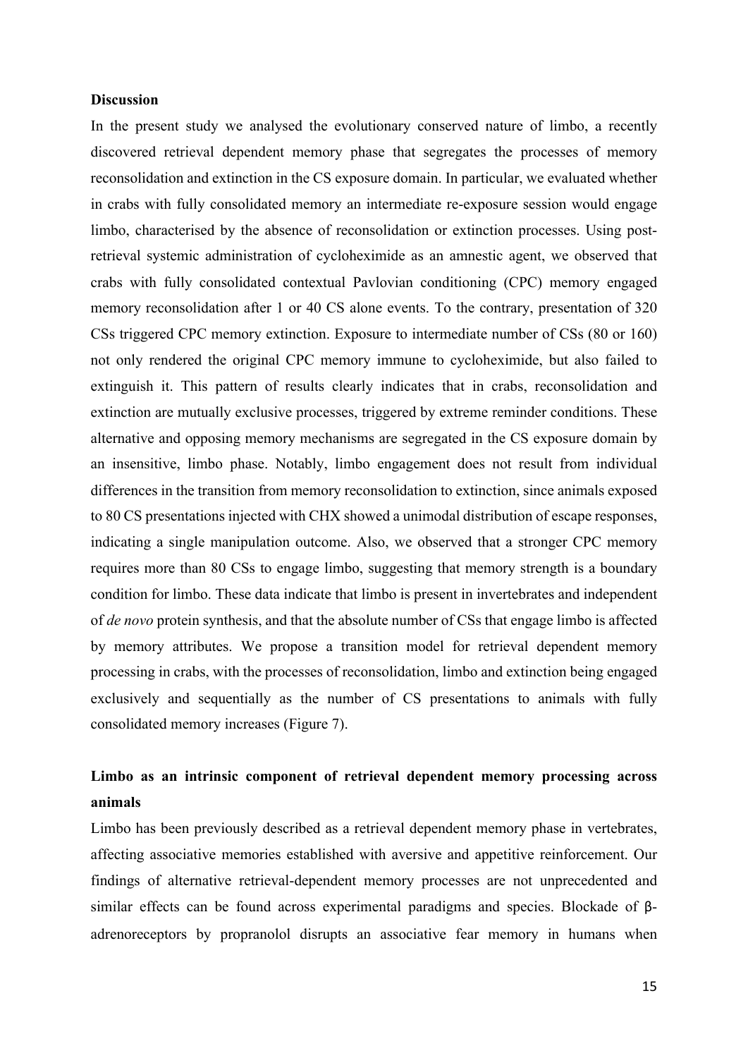**Discussion**

In the present study we analysed the evolutionary conserved nature of limbo, a recently discovered retrieval dependent memory phase that segregates the processes of memory reconsolidation and extinction in the CS exposure domain. In particular, we evaluated whether in crabs with fully consolidated memory an intermediate re-exposure session would engage limbo, characterised by the absence of reconsolidation or extinction processes. Using post-retrieval systemic administration of cycloheximide as an amnestic agent, we observed that crabs with fully consolidated contextual Pavlovian conditioning (CPC) memory engaged memory reconsolidation after 1 or 40 CS alone events. To the contrary, presentation of 320 CSs triggered CPC memory extinction. Exposure to intermediate number of CSs (80 or 160) not only rendered the original CPC memory immune to cycloheximide, but also failed to extinguish it. This pattern of results clearly indicates that in crabs, reconsolidation and extinction are mutually exclusive processes, triggered by extreme reminder conditions. These alternative and opposing memory mechanisms are segregated in the CS exposure domain by an insensitive, limbo phase. Notably, limbo engagement does not result from individual differences in the transition from memory reconsolidation to extinction, since animals exposed to 80 CS presentations injected with CHX showed a unimodal distribution of escape responses, indicating a single manipulation outcome. Also, we observed that a stronger CPC memory requires more than 80 CSs to engage limbo, suggesting that memory strength is a boundary condition for limbo. These data indicate that limbo is present in invertebrates and independent of *de novo* protein synthesis, and that the absolute number of CSs that engage limbo is affected by memory attributes. We propose a transition model for retrieval dependent memory processing in crabs, with the processes of reconsolidation, limbo and extinction being engaged exclusively and sequentially as the number of CS presentations to animals with fully consolidated memory increases (Figure 7).

**Limbo as an intrinsic component of retrieval dependent memory processing across animals**

Limbo has been previously described as a retrieval dependent memory phase in vertebrates, affecting associative memories established with aversive and appetitive reinforcement. Our findings of alternative retrieval-dependent memory processes are not unprecedented and similar effects can be found across experimental paradigms and species. Blockade of β-adrenoreceptors by propranolol disrupts an associative fear memory in humans when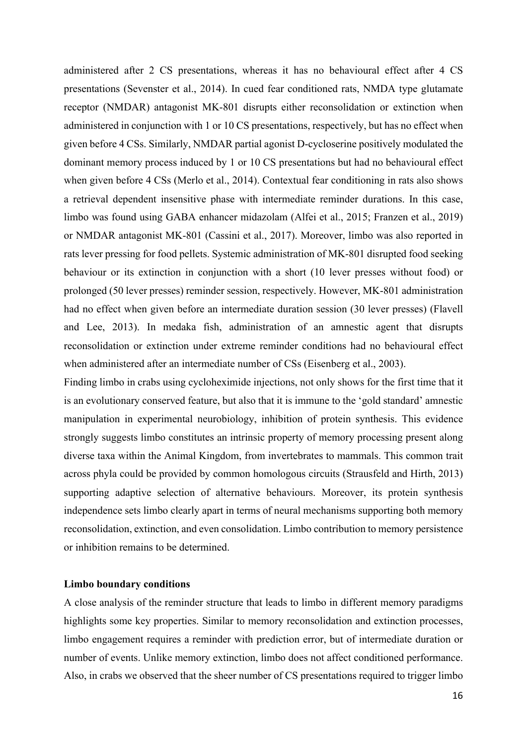administered after 2 CS presentations, whereas it has no behavioural effect after 4 CS presentations (Sevenster et al., 2014). In cued fear conditioned rats, NMDA type glutamate receptor (NMDAR) antagonist MK-801 disrupts either reconsolidation or extinction when administered in conjunction with 1 or 10 CS presentations, respectively, but has no effect when given before 4 CSs. Similarly, NMDAR partial agonist D-cycloserine positively modulated the dominant memory process induced by 1 or 10 CS presentations but had no behavioural effect when given before 4 CSs (Merlo et al., 2014). Contextual fear conditioning in rats also shows a retrieval dependent insensitive phase with intermediate reminder durations. In this case, limbo was found using GABA enhancer midazolam (Alfei et al., 2015; Franzen et al., 2019) or NMDAR antagonist MK-801 (Cassini et al., 2017). Moreover, limbo was also reported in rats lever pressing for food pellets. Systemic administration of MK-801 disrupted food seeking behaviour or its extinction in conjunction with a short (10 lever presses without food) or prolonged (50 lever presses) reminder session, respectively. However, MK-801 administration had no effect when given before an intermediate duration session (30 lever presses) (Flavell and Lee, 2013). In medaka fish, administration of an amnestic agent that disrupts reconsolidation or extinction under extreme reminder conditions had no behavioural effect when administered after an intermediate number of CSs (Eisenberg et al., 2003).

Finding limbo in crabs using cycloheximide injections, not only shows for the first time that it is an evolutionary conserved feature, but also that it is immune to the 'gold standard' amnestic manipulation in experimental neurobiology, inhibition of protein synthesis. This evidence strongly suggests limbo constitutes an intrinsic property of memory processing present along diverse taxa within the Animal Kingdom, from invertebrates to mammals. This common trait across phyla could be provided by common homologous circuits (Strausfeld and Hirth, 2013) supporting adaptive selection of alternative behaviours. Moreover, its protein synthesis independence sets limbo clearly apart in terms of neural mechanisms supporting both memory reconsolidation, extinction, and even consolidation. Limbo contribution to memory persistence or inhibition remains to be determined.

**Limbo boundary conditions**

A close analysis of the reminder structure that leads to limbo in different memory paradigms highlights some key properties. Similar to memory reconsolidation and extinction processes, limbo engagement requires a reminder with prediction error, but of intermediate duration or number of events. Unlike memory extinction, limbo does not affect conditioned performance. Also, in crabs we observed that the sheer number of CS presentations required to trigger limbo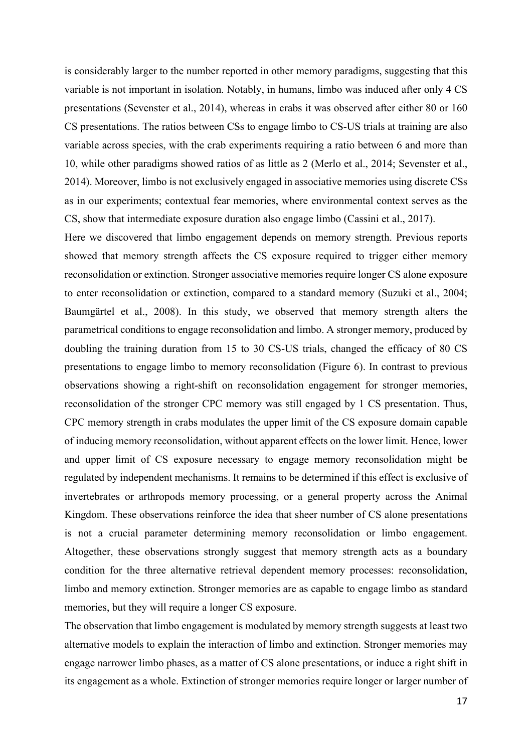is considerably larger to the number reported in other memory paradigms, suggesting that this variable is not important in isolation. Notably, in humans, limbo was induced after only 4 CS presentations (Sevenster et al., 2014), whereas in crabs it was observed after either 80 or 160 CS presentations. The ratios between CSs to engage limbo to CS-US trials at training are also variable across species, with the crab experiments requiring a ratio between 6 and more than 10, while other paradigms showed ratios of as little as 2 (Merlo et al., 2014; Sevenster et al., 2014). Moreover, limbo is not exclusively engaged in associative memories using discrete CSs as in our experiments; contextual fear memories, where environmental context serves as the CS, show that intermediate exposure duration also engage limbo (Cassini et al., 2017).

Here we discovered that limbo engagement depends on memory strength. Previous reports showed that memory strength affects the CS exposure required to trigger either memory reconsolidation or extinction. Stronger associative memories require longer CS alone exposure to enter reconsolidation or extinction, compared to a standard memory (Suzuki et al., 2004; Baumgärtel et al., 2008). In this study, we observed that memory strength alters the parametrical conditions to engage reconsolidation and limbo. A stronger memory, produced by doubling the training duration from 15 to 30 CS-US trials, changed the efficacy of 80 CS presentations to engage limbo to memory reconsolidation (Figure 6). In contrast to previous observations showing a right-shift on reconsolidation engagement for stronger memories, reconsolidation of the stronger CPC memory was still engaged by 1 CS presentation. Thus, CPC memory strength in crabs modulates the upper limit of the CS exposure domain capable of inducing memory reconsolidation, without apparent effects on the lower limit. Hence, lower and upper limit of CS exposure necessary to engage memory reconsolidation might be regulated by independent mechanisms. It remains to be determined if this effect is exclusive of invertebrates or arthropods memory processing, or a general property across the Animal Kingdom. These observations reinforce the idea that sheer number of CS alone presentations is not a crucial parameter determining memory reconsolidation or limbo engagement. Altogether, these observations strongly suggest that memory strength acts as a boundary condition for the three alternative retrieval dependent memory processes: reconsolidation, limbo and memory extinction. Stronger memories are as capable to engage limbo as standard memories, but they will require a longer CS exposure.

The observation that limbo engagement is modulated by memory strength suggests at least two alternative models to explain the interaction of limbo and extinction. Stronger memories may engage narrower limbo phases, as a matter of CS alone presentations, or induce a right shift in its engagement as a whole. Extinction of stronger memories require longer or larger number of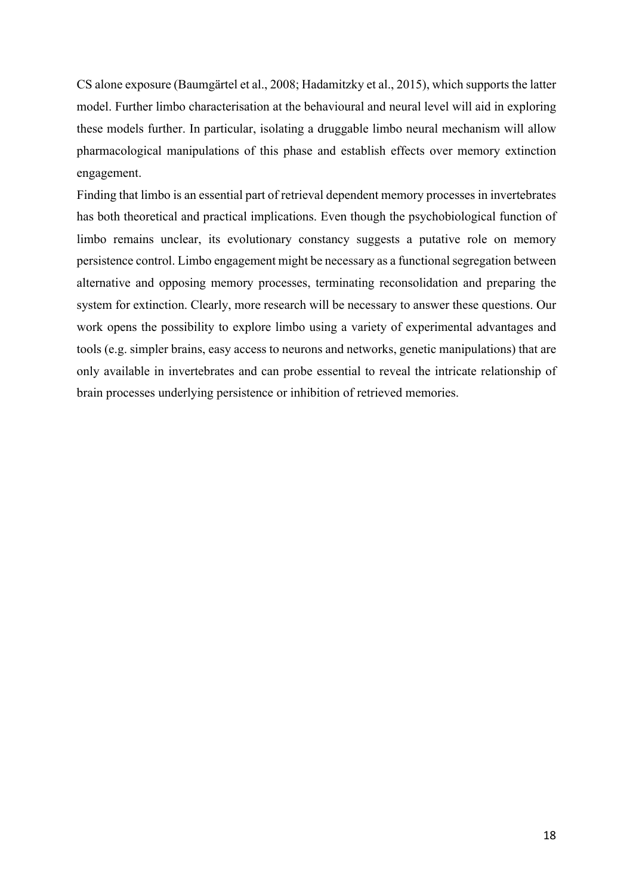CS alone exposure (Baumgärtel et al., 2008; Hadamitzky et al., 2015), which supports the latter model. Further limbo characterisation at the behavioural and neural level will aid in exploring these models further. In particular, isolating a druggable limbo neural mechanism will allow pharmacological manipulations of this phase and establish effects over memory extinction engagement.

Finding that limbo is an essential part of retrieval dependent memory processes in invertebrates has both theoretical and practical implications. Even though the psychobiological function of limbo remains unclear, its evolutionary constancy suggests a putative role on memory persistence control. Limbo engagement might be necessary as a functional segregation between alternative and opposing memory processes, terminating reconsolidation and preparing the system for extinction. Clearly, more research will be necessary to answer these questions. Our work opens the possibility to explore limbo using a variety of experimental advantages and tools (e.g. simpler brains, easy access to neurons and networks, genetic manipulations) that are only available in invertebrates and can probe essential to reveal the intricate relationship of brain processes underlying persistence or inhibition of retrieved memories.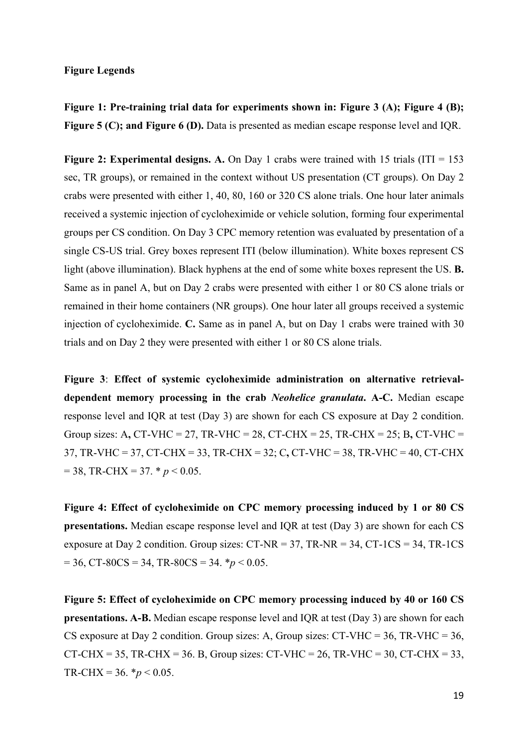**Figure Legends**

**Figure 1: Pre-training trial data for experiments shown in: Figure 3 (A); Figure 4 (B); Figure 5 (C); and Figure 6 (D).** Data is presented as median escape response level and IQR.

**Figure 2: Experimental designs. A.** On Day 1 crabs were trained with 15 trials (ITI = 153 sec, TR groups), or remained in the context without US presentation (CT groups). On Day 2 crabs were presented with either 1, 40, 80, 160 or 320 CS alone trials. One hour later animals received a systemic injection of cycloheximide or vehicle solution, forming four experimental groups per CS condition. On Day 3 CPC memory retention was evaluated by presentation of a single CS-US trial. Grey boxes represent ITI (below illumination). White boxes represent CS light (above illumination). Black hyphens at the end of some white boxes represent the US. **B.** Same as in panel A, but on Day 2 crabs were presented with either 1 or 80 CS alone trials or remained in their home containers (NR groups). One hour later all groups received a systemic injection of cycloheximide. **C.** Same as in panel A, but on Day 1 crabs were trained with 30 trials and on Day 2 they were presented with either 1 or 80 CS alone trials.

**Figure 3**: **Effect of systemic cycloheximide administration on alternative retrieval-dependent memory processing in the crab *Neohelice granulata*. A-C.** Median escape response level and IQR at test (Day 3) are shown for each CS exposure at Day 2 condition. Group sizes: A**,** CT-VHC = 27, TR-VHC = 28, CT-CHX = 25, TR-CHX = 25; B**,** CT-VHC = 37, TR-VHC = 37, CT-CHX = 33, TR-CHX = 32; C**,** CT-VHC = 38, TR-VHC = 40, CT-CHX = 38, TR-CHX = 37. * $p < 0.05$.

**Figure 4: Effect of cycloheximide on CPC memory processing induced by 1 or 80 CS presentations.** Median escape response level and IQR at test (Day 3) are shown for each CS exposure at Day 2 condition. Group sizes: CT-NR = 37, TR-NR = 34, CT-1CS = 34, TR-1CS = 36, CT-80CS = 34, TR-80CS = 34. *$p < 0.05$.

**Figure 5: Effect of cycloheximide on CPC memory processing induced by 40 or 160 CS presentations. A-B.** Median escape response level and IQR at test (Day 3) are shown for each CS exposure at Day 2 condition. Group sizes: A, Group sizes: CT-VHC = 36, TR-VHC = 36, CT-CHX = 35, TR-CHX = 36. B, Group sizes: CT-VHC = 26, TR-VHC = 30, CT-CHX = 33, TR-CHX = 36. *$p < 0.05$.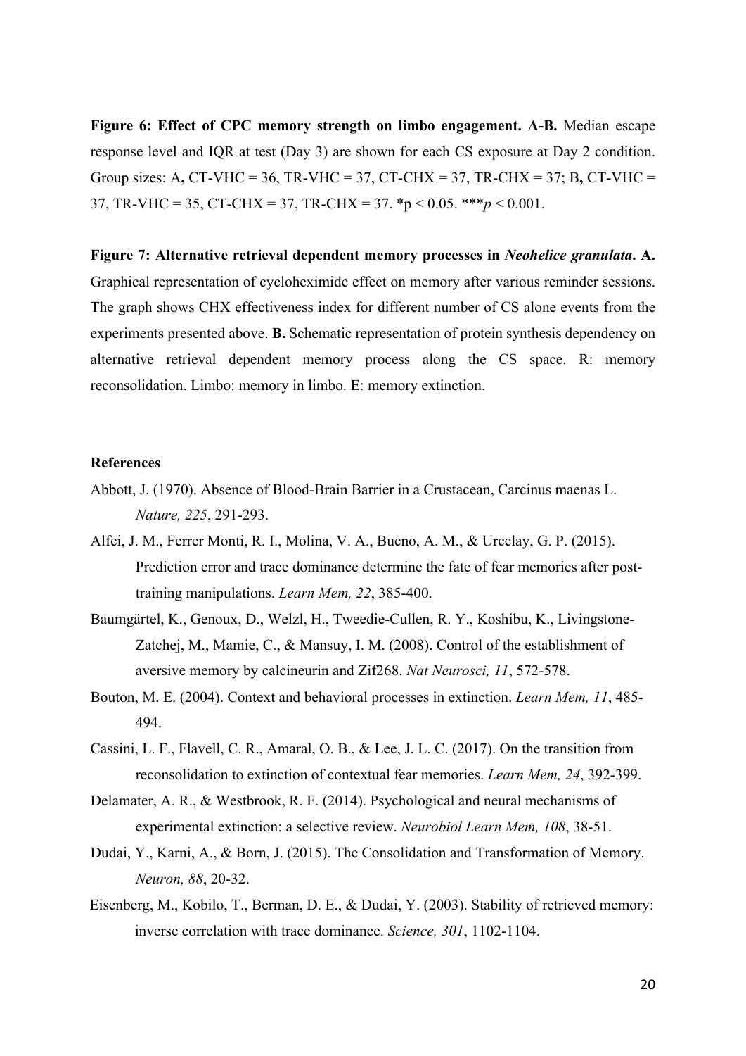**Figure 6: Effect of CPC memory strength on limbo engagement. A-B.** Median escape response level and IQR at test (Day 3) are shown for each CS exposure at Day 2 condition. Group sizes: A**,** CT-VHC = 36, TR-VHC = 37, CT-CHX = 37, TR-CHX = 37; B**,** CT-VHC = 37, TR-VHC = 35, CT-CHX = 37, TR-CHX = 37. *$p < 0.05$. ***$p < 0.001$.

**Figure 7: Alternative retrieval dependent memory processes in *Neohelice granulata*. A.** Graphical representation of cycloheximide effect on memory after various reminder sessions. The graph shows CHX effectiveness index for different number of CS alone events from the experiments presented above. **B.** Schematic representation of protein synthesis dependency on alternative retrieval dependent memory process along the CS space. R: memory reconsolidation. Limbo: memory in limbo. E: memory extinction.

**References**

Abbott, J. (1970). Absence of Blood-Brain Barrier in a Crustacean, Carcinus maenas L. *Nature, 225*, 291-293.

Alfei, J. M., Ferrer Monti, R. I., Molina, V. A., Bueno, A. M., & Urcelay, G. P. (2015). Prediction error and trace dominance determine the fate of fear memories after post-training manipulations. *Learn Mem, 22*, 385-400.

Baumgärtel, K., Genoux, D., Welzl, H., Tweedie-Cullen, R. Y., Koshibu, K., Livingstone-Zatchej, M., Mamie, C., & Mansuy, I. M. (2008). Control of the establishment of aversive memory by calcineurin and Zif268. *Nat Neurosci, 11*, 572-578.

Bouton, M. E. (2004). Context and behavioral processes in extinction. *Learn Mem, 11*, 485-494.

Cassini, L. F., Flavell, C. R., Amaral, O. B., & Lee, J. L. C. (2017). On the transition from reconsolidation to extinction of contextual fear memories. *Learn Mem, 24*, 392-399.

Delamater, A. R., & Westbrook, R. F. (2014). Psychological and neural mechanisms of experimental extinction: a selective review. *Neurobiol Learn Mem, 108*, 38-51.

Dudai, Y., Karni, A., & Born, J. (2015). The Consolidation and Transformation of Memory. *Neuron, 88*, 20-32.

Eisenberg, M., Kobilo, T., Berman, D. E., & Dudai, Y. (2003). Stability of retrieved memory: inverse correlation with trace dominance. *Science, 301*, 1102-1104.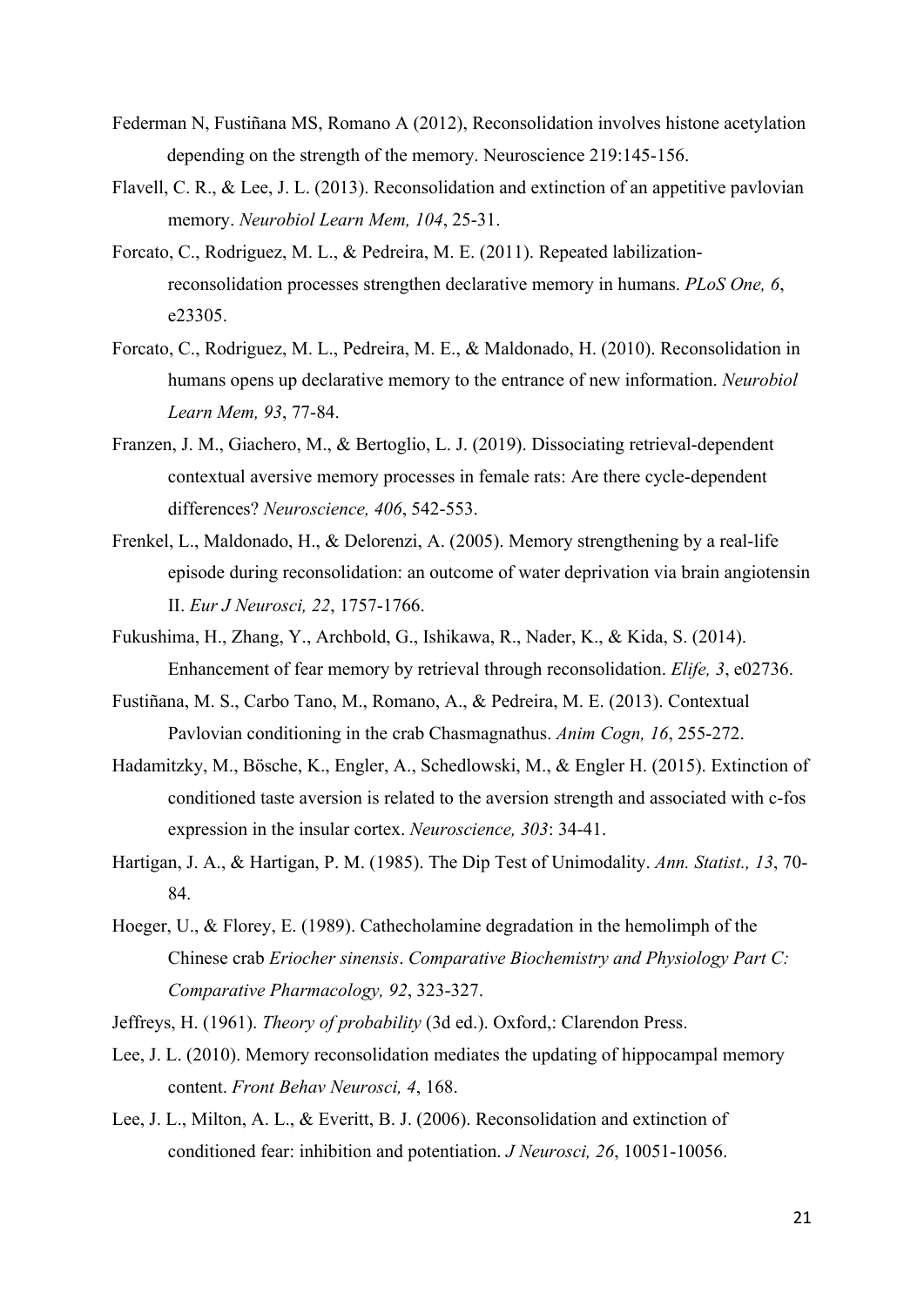Federman N, Fustiñana MS, Romano A (2012), Reconsolidation involves histone acetylation depending on the strength of the memory. Neuroscience 219:145-156.

Flavell, C. R., & Lee, J. L. (2013). Reconsolidation and extinction of an appetitive pavlovian memory. *Neurobiol Learn Mem, 104*, 25-31.

Forcato, C., Rodriguez, M. L., & Pedreira, M. E. (2011). Repeated labilization-reconsolidation processes strengthen declarative memory in humans. *PLoS One, 6*, e23305.

Forcato, C., Rodriguez, M. L., Pedreira, M. E., & Maldonado, H. (2010). Reconsolidation in humans opens up declarative memory to the entrance of new information. *Neurobiol Learn Mem, 93*, 77-84.

Franzen, J. M., Giachero, M., & Bertoglio, L. J. (2019). Dissociating retrieval-dependent contextual aversive memory processes in female rats: Are there cycle-dependent differences? *Neuroscience, 406*, 542-553.

Frenkel, L., Maldonado, H., & Delorenzi, A. (2005). Memory strengthening by a real-life episode during reconsolidation: an outcome of water deprivation via brain angiotensin II. *Eur J Neurosci, 22*, 1757-1766.

Fukushima, H., Zhang, Y., Archbold, G., Ishikawa, R., Nader, K., & Kida, S. (2014). Enhancement of fear memory by retrieval through reconsolidation. *Elife, 3*, e02736.

Fustiñana, M. S., Carbo Tano, M., Romano, A., & Pedreira, M. E. (2013). Contextual Pavlovian conditioning in the crab Chasmagnathus. *Anim Cogn, 16*, 255-272.

Hadamitzky, M., Bösche, K., Engler, A., Schedlowski, M., & Engler H. (2015). Extinction of conditioned taste aversion is related to the aversion strength and associated with c-fos expression in the insular cortex. *Neuroscience, 303*: 34-41.

Hartigan, J. A., & Hartigan, P. M. (1985). The Dip Test of Unimodality. *Ann. Statist., 13*, 70-84.

Hoeger, U., & Florey, E. (1989). Cathecholamine degradation in the hemolimph of the Chinese crab *Eriocher sinensis*. *Comparative Biochemistry and Physiology Part C: Comparative Pharmacology, 92*, 323-327.

Jeffreys, H. (1961). *Theory of probability* (3d ed.). Oxford,: Clarendon Press.

Lee, J. L. (2010). Memory reconsolidation mediates the updating of hippocampal memory content. *Front Behav Neurosci, 4*, 168.

Lee, J. L., Milton, A. L., & Everitt, B. J. (2006). Reconsolidation and extinction of conditioned fear: inhibition and potentiation. *J Neurosci, 26*, 10051-10056.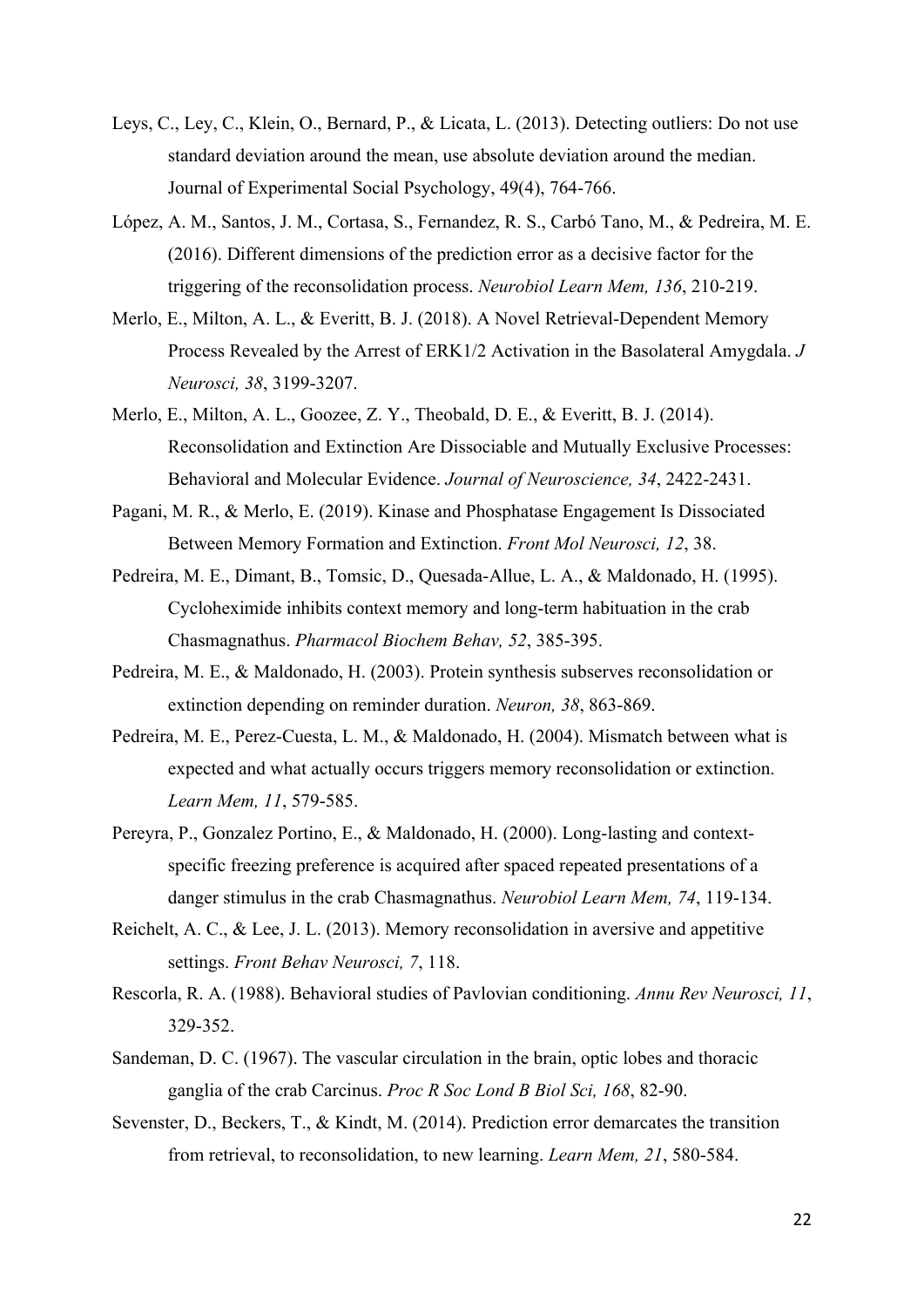Leys, C., Ley, C., Klein, O., Bernard, P., & Licata, L. (2013). Detecting outliers: Do not use standard deviation around the mean, use absolute deviation around the median. Journal of Experimental Social Psychology, 49(4), 764-766.

López, A. M., Santos, J. M., Cortasa, S., Fernandez, R. S., Carbó Tano, M., & Pedreira, M. E. (2016). Different dimensions of the prediction error as a decisive factor for the triggering of the reconsolidation process. *Neurobiol Learn Mem, 136*, 210-219.

Merlo, E., Milton, A. L., & Everitt, B. J. (2018). A Novel Retrieval-Dependent Memory Process Revealed by the Arrest of ERK1/2 Activation in the Basolateral Amygdala. *J Neurosci, 38*, 3199-3207.

Merlo, E., Milton, A. L., Goozee, Z. Y., Theobald, D. E., & Everitt, B. J. (2014). Reconsolidation and Extinction Are Dissociable and Mutually Exclusive Processes: Behavioral and Molecular Evidence. *Journal of Neuroscience, 34*, 2422-2431.

Pagani, M. R., & Merlo, E. (2019). Kinase and Phosphatase Engagement Is Dissociated Between Memory Formation and Extinction. *Front Mol Neurosci, 12*, 38.

Pedreira, M. E., Dimant, B., Tomsic, D., Quesada-Allue, L. A., & Maldonado, H. (1995). Cycloheximide inhibits context memory and long-term habituation in the crab Chasmagnathus. *Pharmacol Biochem Behav, 52*, 385-395.

Pedreira, M. E., & Maldonado, H. (2003). Protein synthesis subserves reconsolidation or extinction depending on reminder duration. *Neuron, 38*, 863-869.

Pedreira, M. E., Perez-Cuesta, L. M., & Maldonado, H. (2004). Mismatch between what is expected and what actually occurs triggers memory reconsolidation or extinction. *Learn Mem, 11*, 579-585.

Pereyra, P., Gonzalez Portino, E., & Maldonado, H. (2000). Long-lasting and context-specific freezing preference is acquired after spaced repeated presentations of a danger stimulus in the crab Chasmagnathus. *Neurobiol Learn Mem, 74*, 119-134.

Reichelt, A. C., & Lee, J. L. (2013). Memory reconsolidation in aversive and appetitive settings. *Front Behav Neurosci, 7*, 118.

Rescorla, R. A. (1988). Behavioral studies of Pavlovian conditioning. *Annu Rev Neurosci, 11*, 329-352.

Sandeman, D. C. (1967). The vascular circulation in the brain, optic lobes and thoracic ganglia of the crab Carcinus. *Proc R Soc Lond B Biol Sci, 168*, 82-90.

Sevenster, D., Beckers, T., & Kindt, M. (2014). Prediction error demarcates the transition from retrieval, to reconsolidation, to new learning. *Learn Mem, 21*, 580-584.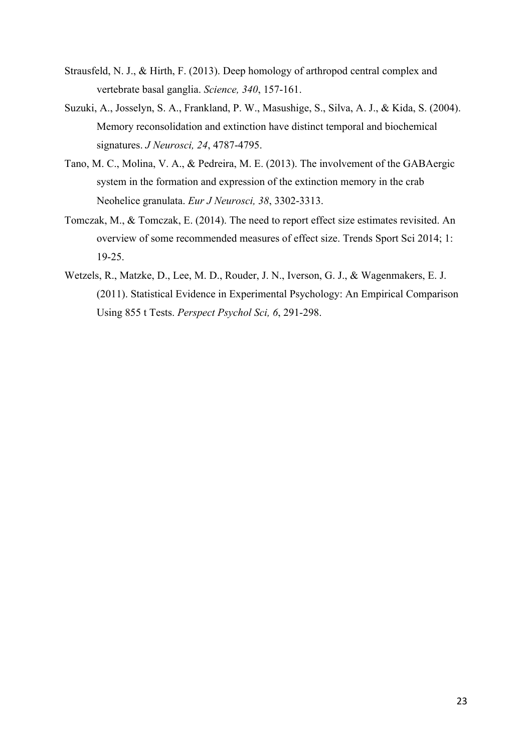Strausfeld, N. J., & Hirth, F. (2013). Deep homology of arthropod central complex and vertebrate basal ganglia. *Science, 340*, 157-161.

Suzuki, A., Josselyn, S. A., Frankland, P. W., Masushige, S., Silva, A. J., & Kida, S. (2004). Memory reconsolidation and extinction have distinct temporal and biochemical signatures. *J Neurosci, 24*, 4787-4795.

Tano, M. C., Molina, V. A., & Pedreira, M. E. (2013). The involvement of the GABAergic system in the formation and expression of the extinction memory in the crab Neohelice granulata. *Eur J Neurosci, 38*, 3302-3313.

Tomczak, M., & Tomczak, E. (2014). The need to report effect size estimates revisited. An overview of some recommended measures of effect size. Trends Sport Sci 2014; 1: 19-25.

Wetzels, R., Matzke, D., Lee, M. D., Rouder, J. N., Iverson, G. J., & Wagenmakers, E. J. (2011). Statistical Evidence in Experimental Psychology: An Empirical Comparison Using 855 t Tests. *Perspect Psychol Sci, 6*, 291-298.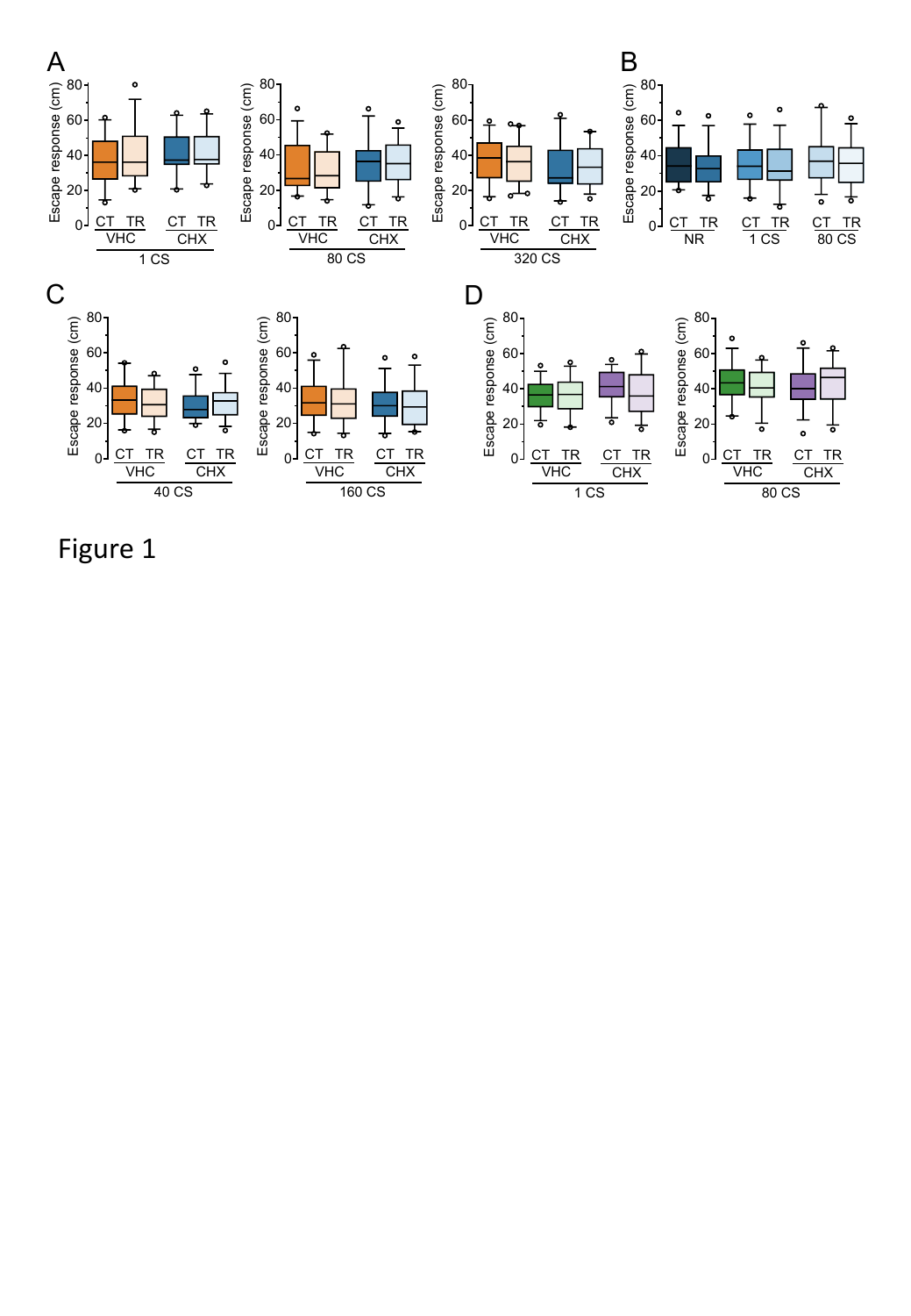Figure 1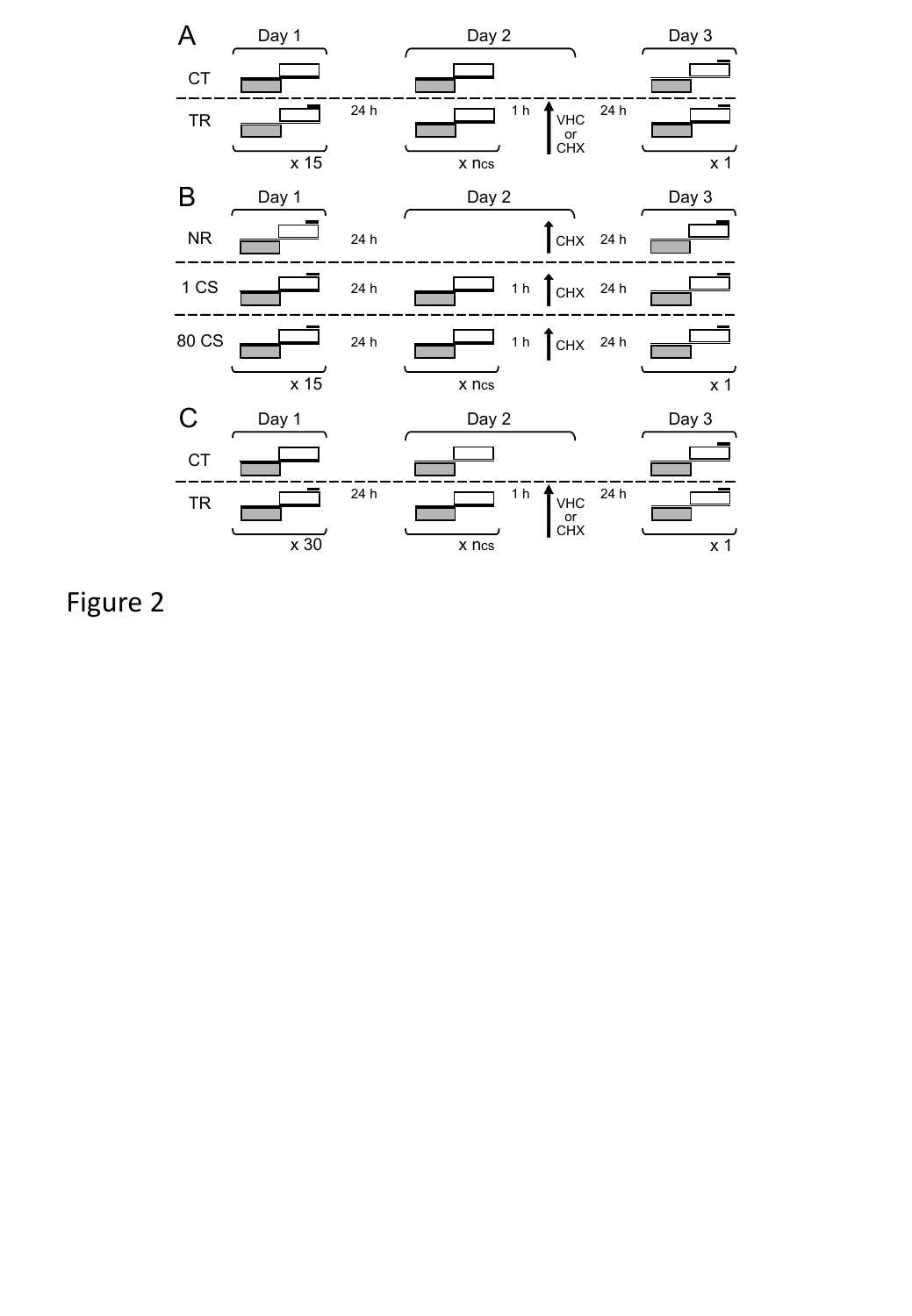Figure 2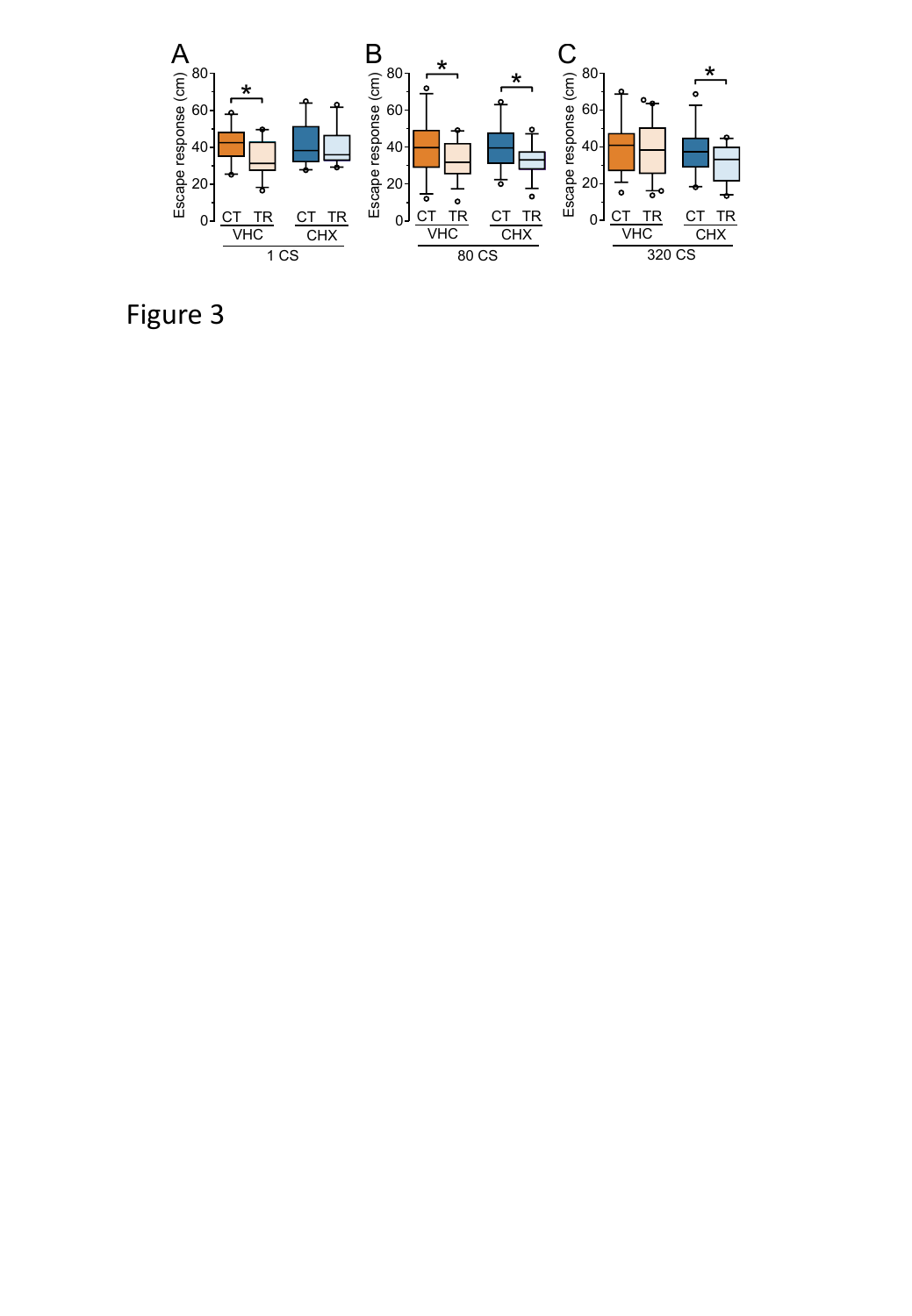Figure 3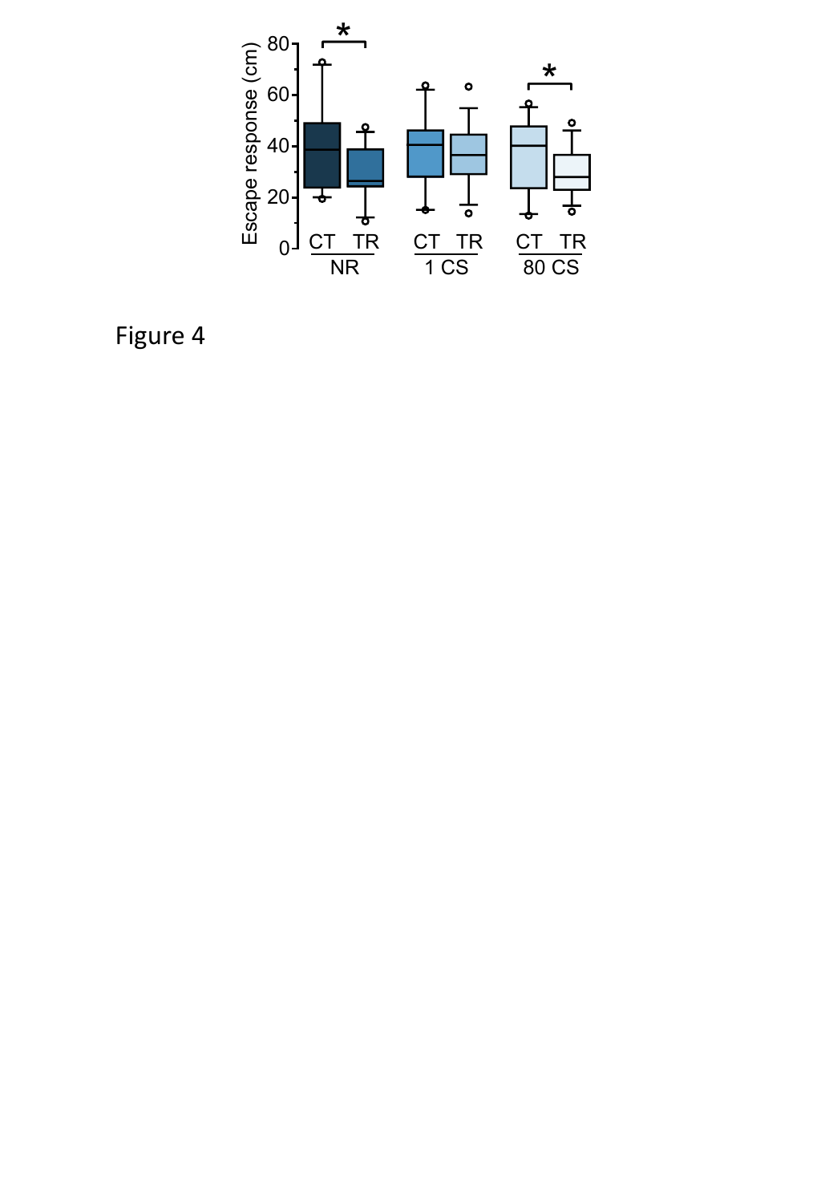Figure 4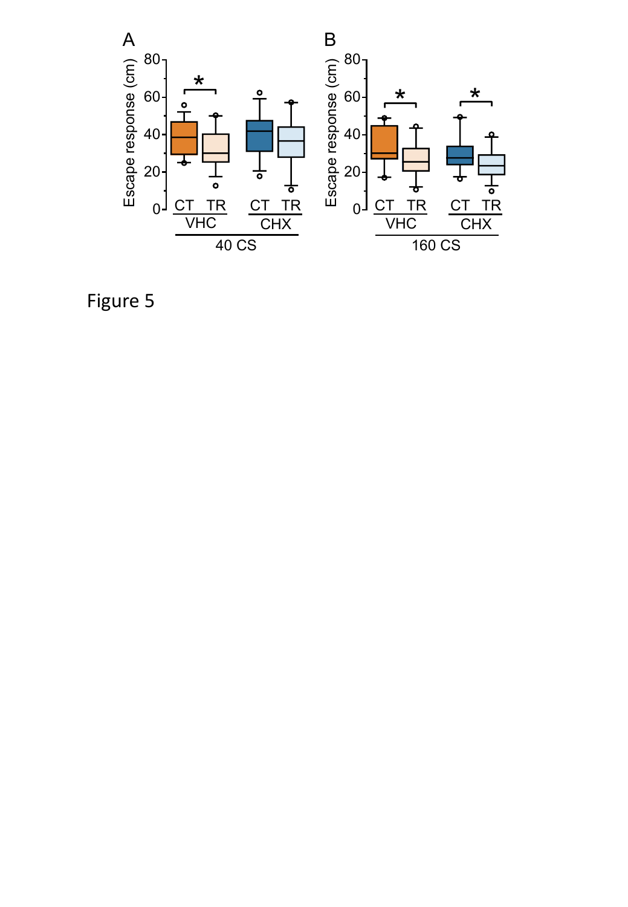Figure 5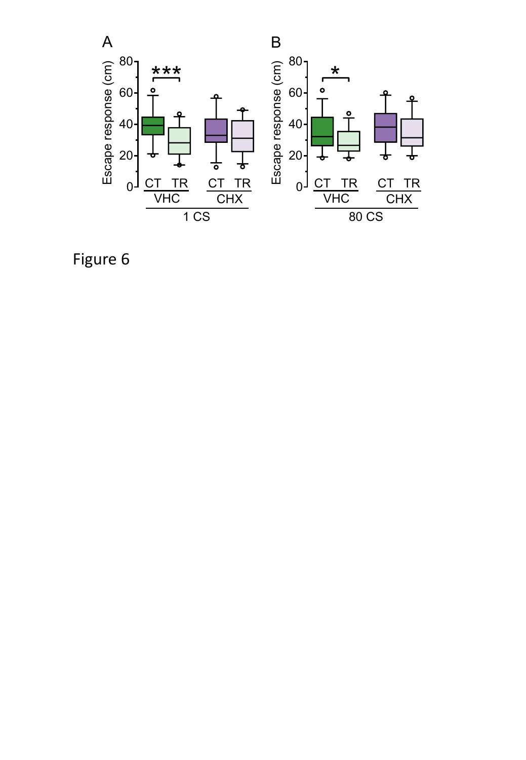Figure 6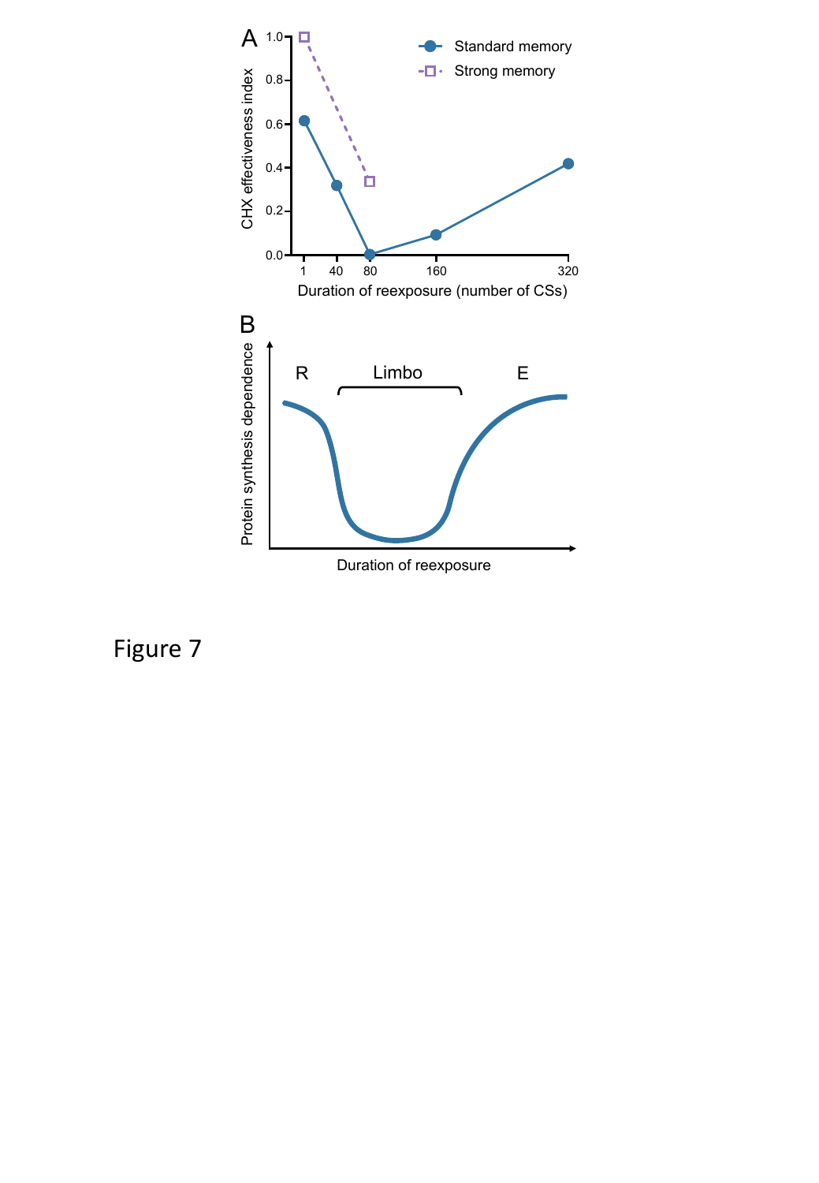A

CHX effectiveness index

1.0
0.8
0.6
0.4
0.2
0.0

1 40 80 160 320

Duration of reexposure (number of CSs)

Standard memory

Strong memory

B

Protein synthesis dependence

R

Limbo

E

Duration of reexposure

Figure 7